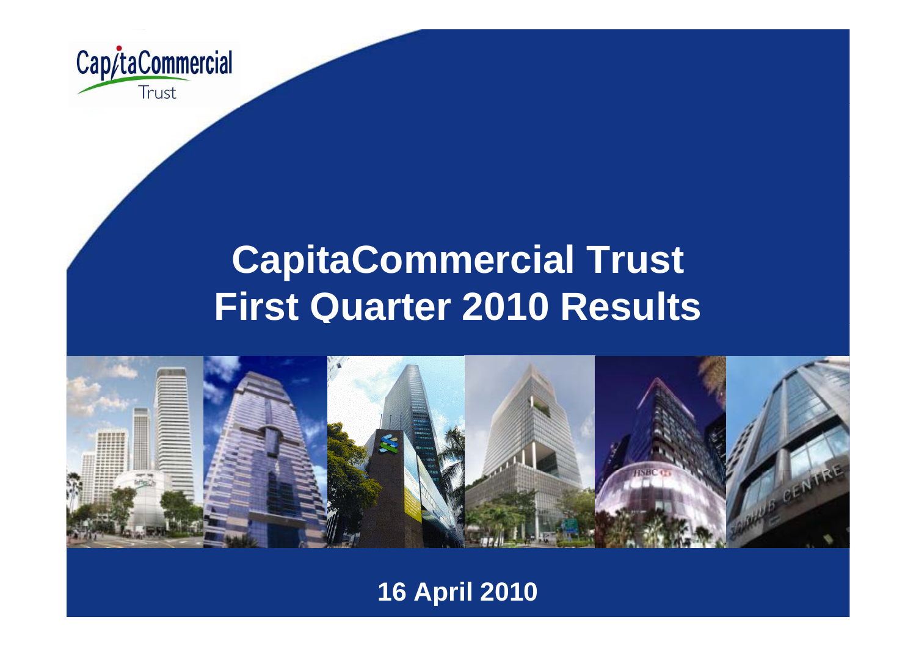CapitaCommercial Trust

# CapitaCommercial Trust First Quarter 2010 Results

16 April 2010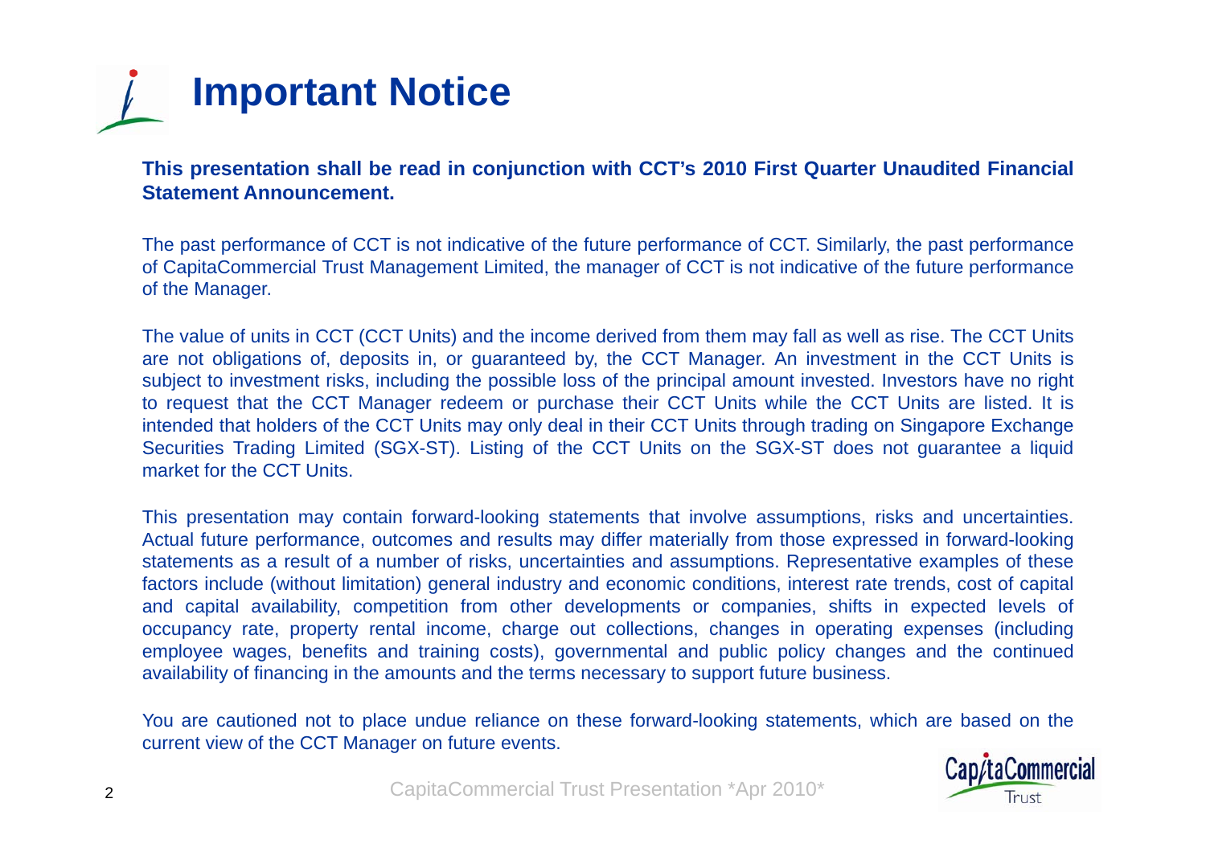# Important Notice

**This presentation shall be read in conjunction with CCT's 2010 First Quarter Unaudited Financial Statement Announcement.**

The past performance of CCT is not indicative of the future performance of CCT. Similarly, the past performance of CapitaCommercial Trust Management Limited, the manager of CCT is not indicative of the future performance of the Manager.

The value of units in CCT (CCT Units) and the income derived from them may fall as well as rise. The CCT Units are not obligations of, deposits in, or guaranteed by, the CCT Manager. An investment in the CCT Units is subject to investment risks, including the possible loss of the principal amount invested. Investors have no right to request that the CCT Manager redeem or purchase their CCT Units while the CCT Units are listed. It is intended that holders of the CCT Units may only deal in their CCT Units through trading on Singapore Exchange Securities Trading Limited (SGX-ST). Listing of the CCT Units on the SGX-ST does not guarantee a liquid market for the CCT Units.

This presentation may contain forward-looking statements that involve assumptions, risks and uncertainties. Actual future performance, outcomes and results may differ materially from those expressed in forward-looking statements as a result of a number of risks, uncertainties and assumptions. Representative examples of these factors include (without limitation) general industry and economic conditions, interest rate trends, cost of capital and capital availability, competition from other developments or companies, shifts in expected levels of occupancy rate, property rental income, charge out collections, changes in operating expenses (including employee wages, benefits and training costs), governmental and public policy changes and the continued availability of financing in the amounts and the terms necessary to support future business.

You are cautioned not to place undue reliance on these forward-looking statements, which are based on the current view of the CCT Manager on future events.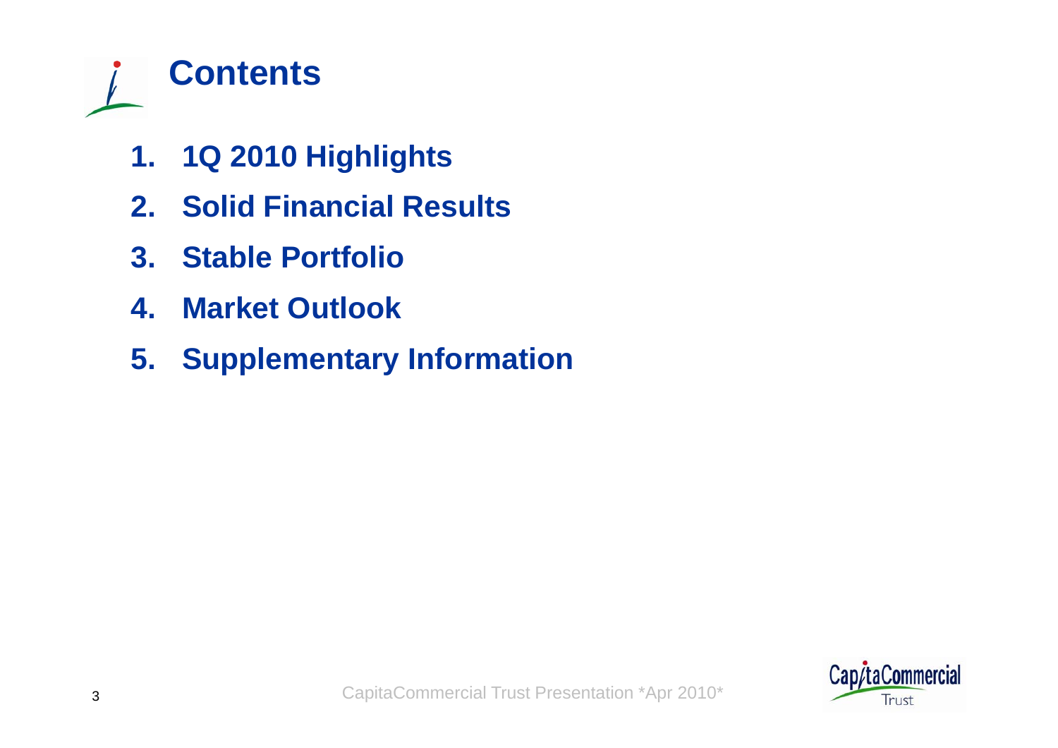# Contents

1. 1Q 2010 Highlights
2. Solid Financial Results
3. Stable Portfolio
4. Market Outlook
5. Supplementary Information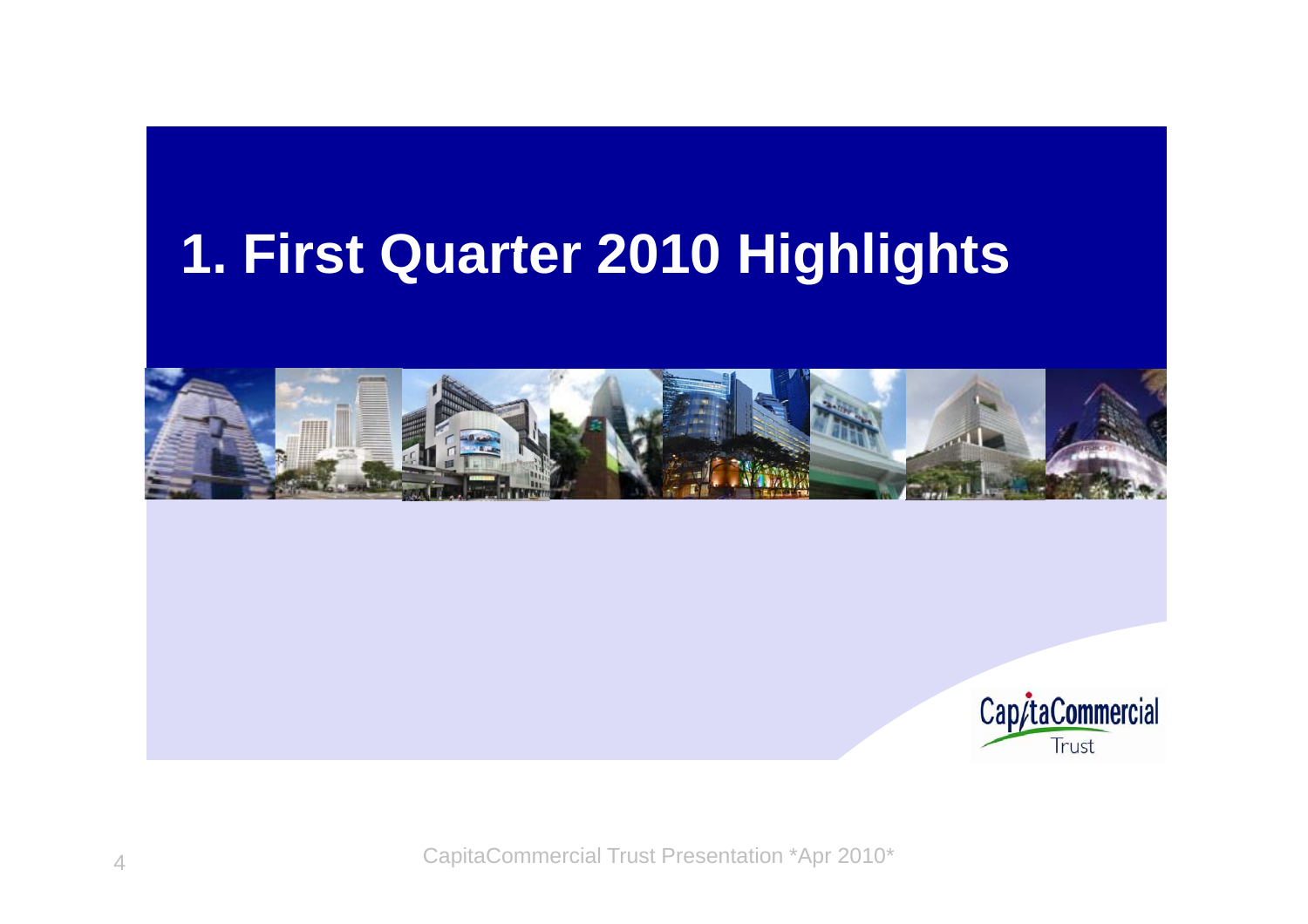# 1. First Quarter 2010 Highlights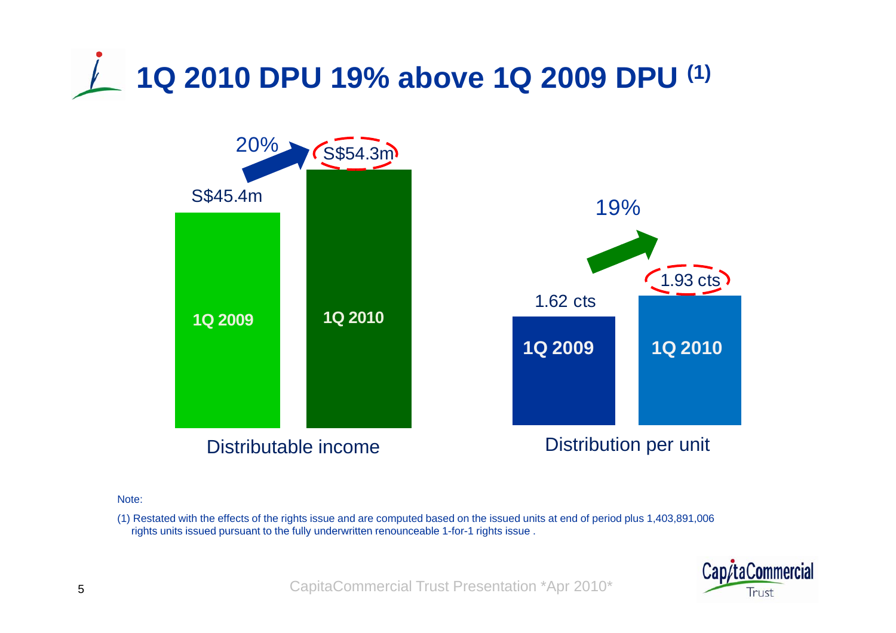# 1Q 2010 DPU 19% above 1Q 2009 DPU [1]

**Distributable income**

| | 1Q 2009 | 1Q 2010 |
|---|---|---|
| Distributable income | S$45.4m | S$54.3m |

20% increase

**Distribution per unit**

| | 1Q 2009 | 1Q 2010 |
|---|---|---|
| Distribution per unit | 1.62 cts | 1.93 cts |

19% increase

Note:

(1) Restated with the effects of the rights issue and are computed based on the issued units at end of period plus 1,403,891,006 rights units issued pursuant to the fully underwritten renounceable 1-for-1 rights issue .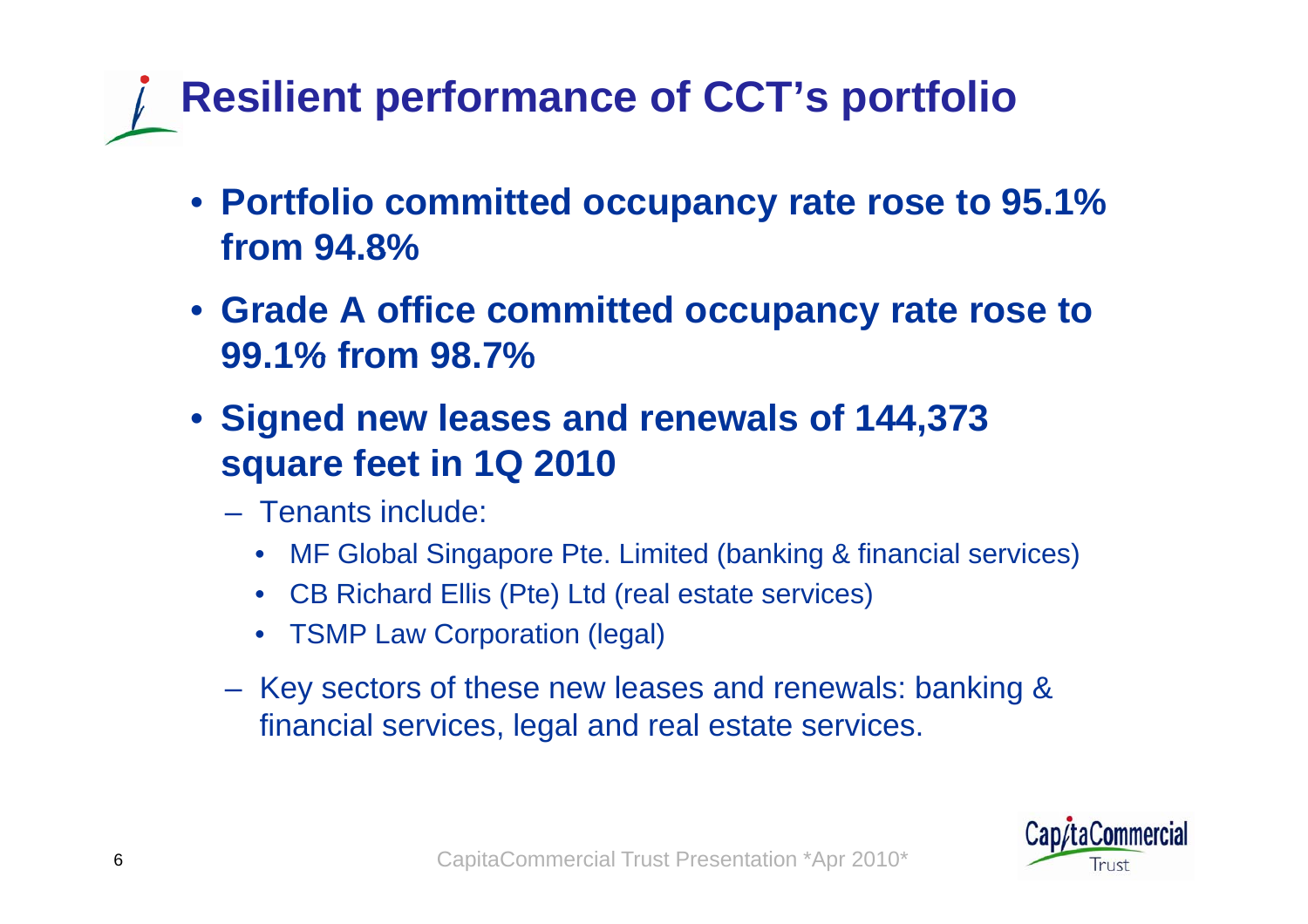# Resilient performance of CCT's portfolio

- **Portfolio committed occupancy rate rose to 95.1% from 94.8%**
- **Grade A office committed occupancy rate rose to 99.1% from 98.7%**
- **Signed new leases and renewals of 144,373 square feet in 1Q 2010**
  - Tenants include:
    - MF Global Singapore Pte. Limited (banking & financial services)
    - CB Richard Ellis (Pte) Ltd (real estate services)
    - TSMP Law Corporation (legal)
  - Key sectors of these new leases and renewals: banking & financial services, legal and real estate services.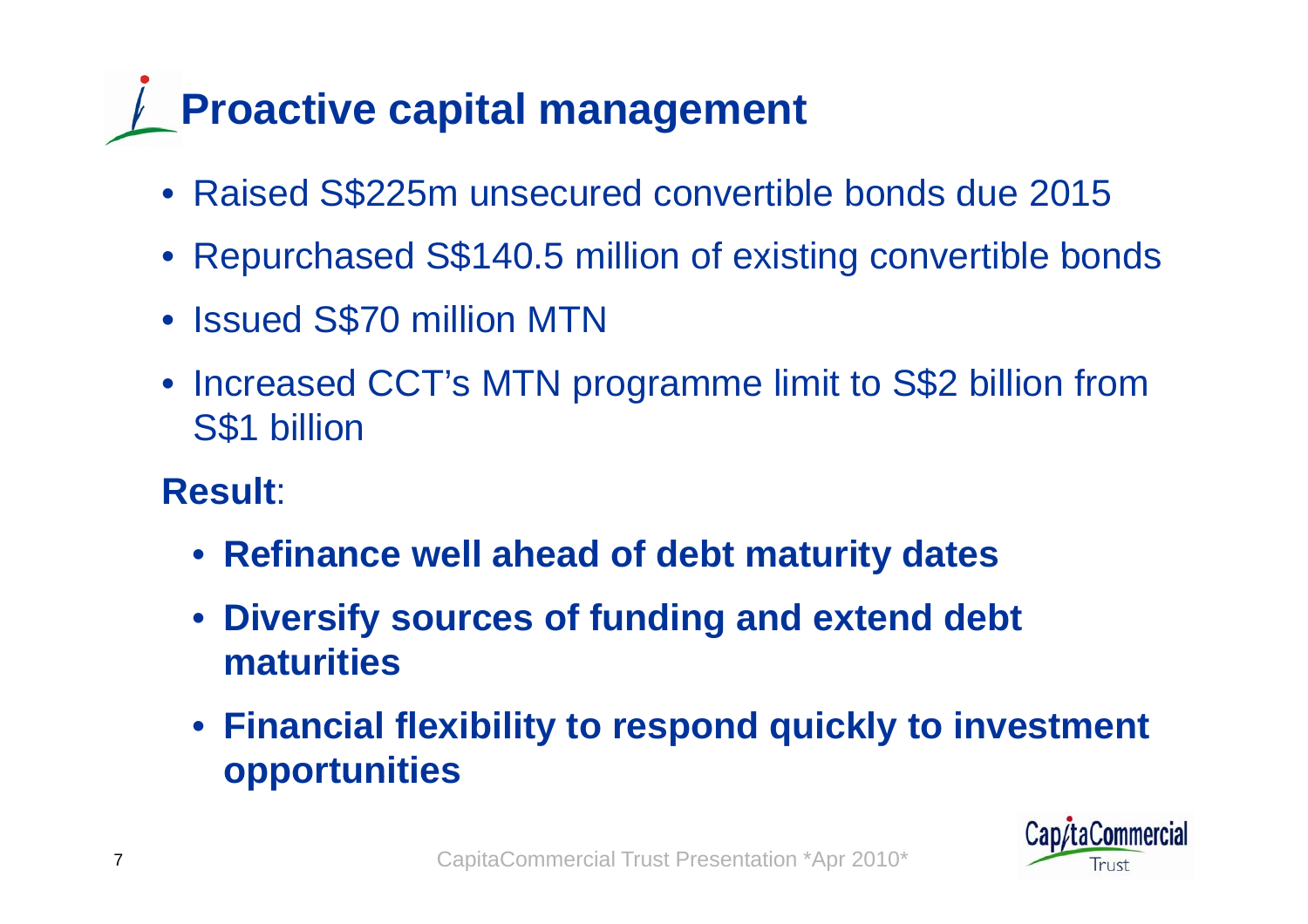# Proactive capital management

- Raised S$225m unsecured convertible bonds due 2015
- Repurchased S$140.5 million of existing convertible bonds
- Issued S$70 million MTN
- Increased CCT's MTN programme limit to S$2 billion from S$1 billion

**Result**:

- **Refinance well ahead of debt maturity dates**
- **Diversify sources of funding and extend debt maturities**
- **Financial flexibility to respond quickly to investment opportunities**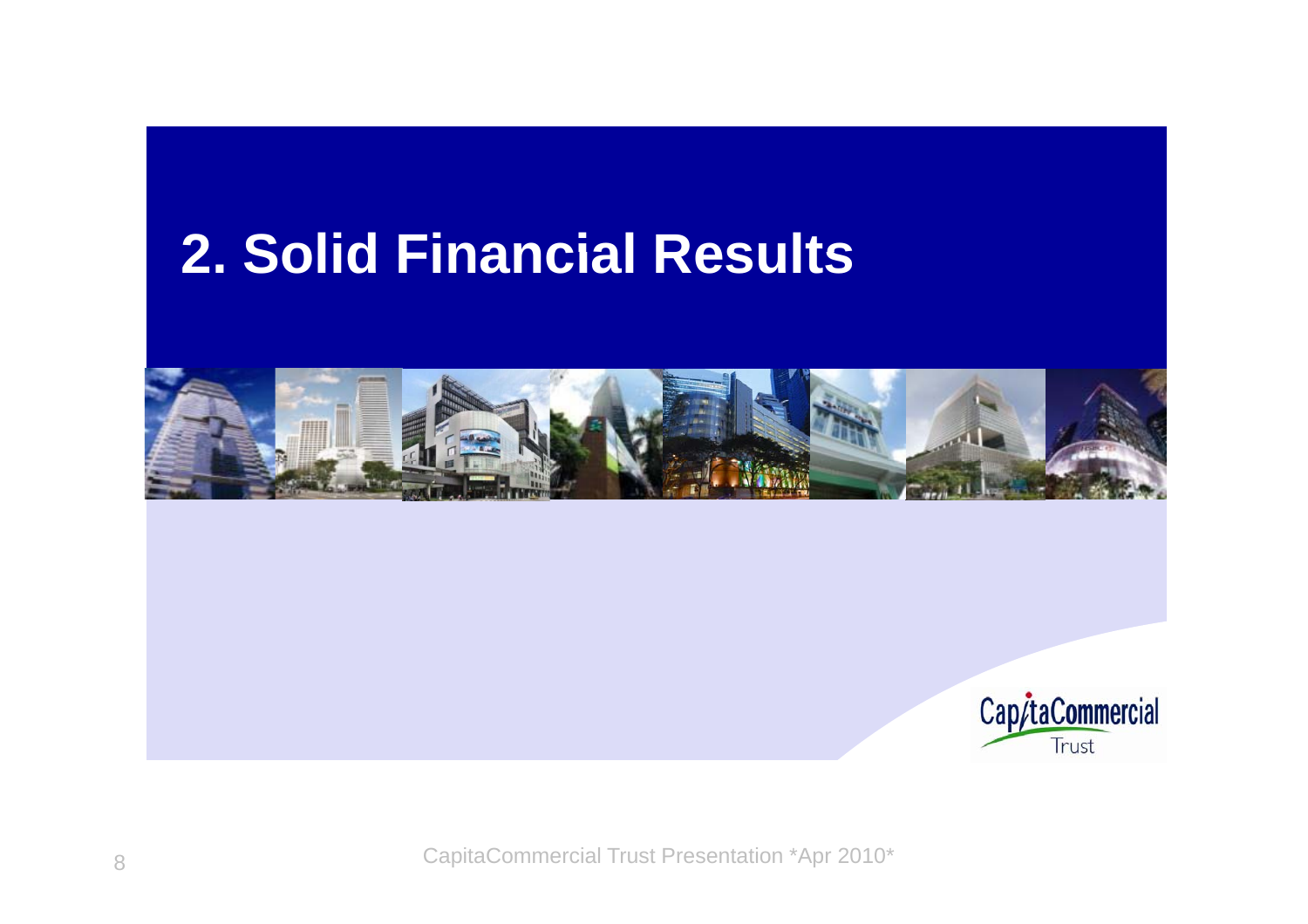# 2. Solid Financial Results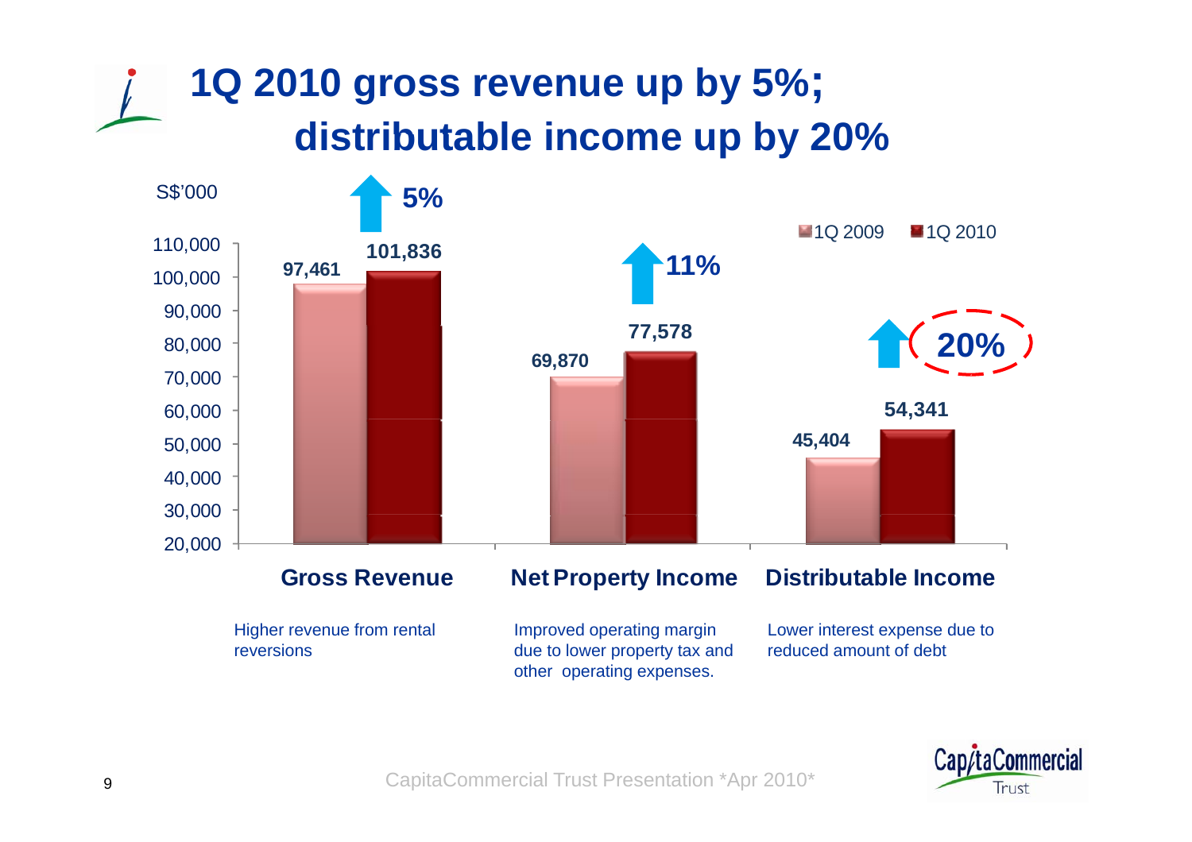# 1Q 2010 gross revenue up by 5%; distributable income up by 20%

S$'000

| | 1Q 2009 | 1Q 2010 | Change |
|---|---|---|---|
| Gross Revenue | 97,461 | 101,836 | 5% |
| Net Property Income | 69,870 | 77,578 | 11% |
| Distributable Income | 45,404 | 54,341 | 20% |

**Gross Revenue**

Higher revenue from rental reversions

**Net Property Income**

Improved operating margin due to lower property tax and other operating expenses.

**Distributable Income**

Lower interest expense due to reduced amount of debt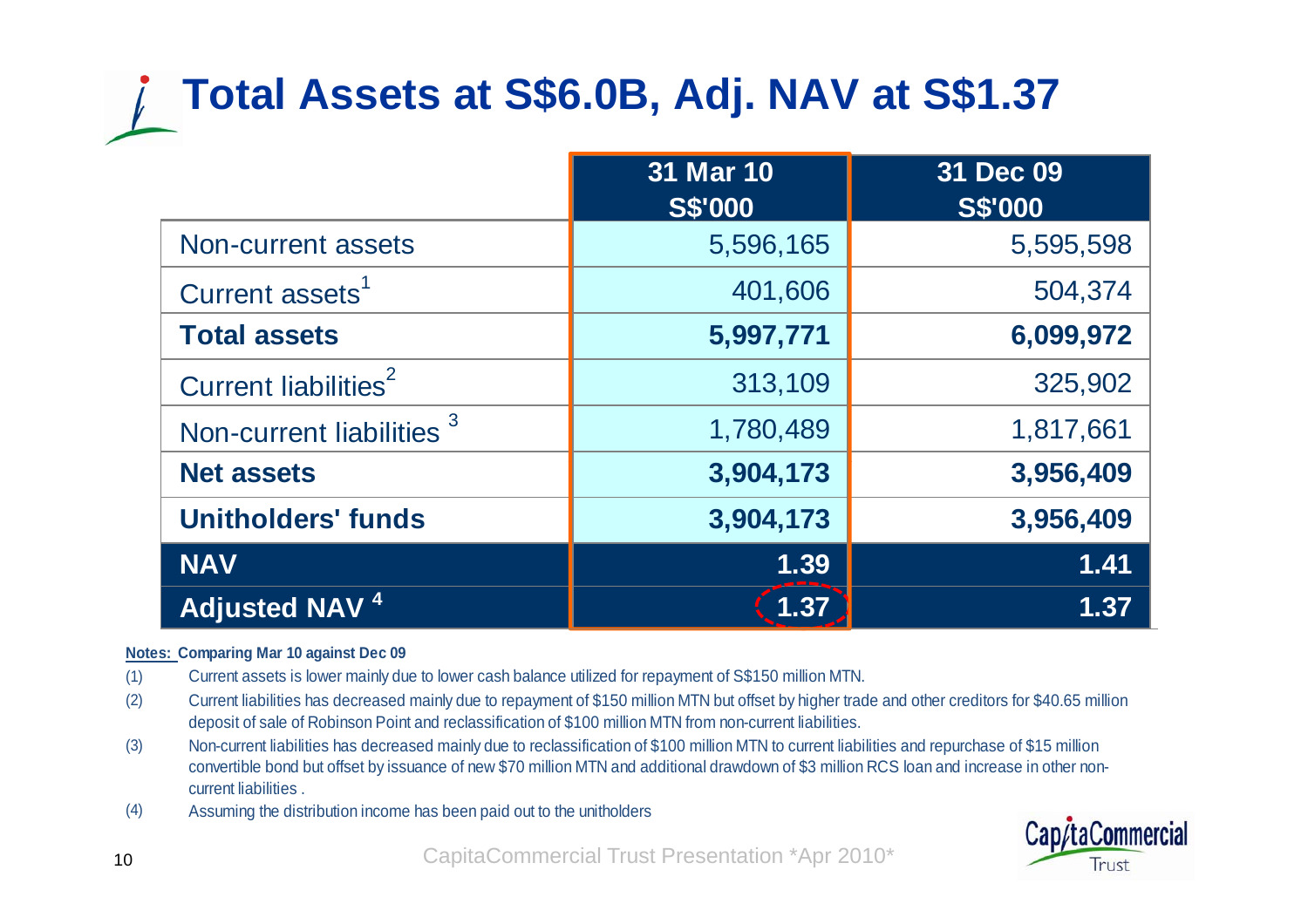# Total Assets at S$6.0B, Adj. NAV at S$1.37

| | 31 Mar 10 S$'000 | 31 Dec 09 S$'000 |
|---|---|---|
| Non-current assets | 5,596,165 | 5,595,598 |
| Current assets[1] | 401,606 | 504,374 |
| **Total assets** | **5,997,771** | **6,099,972** |
| Current liabilities[2] | 313,109 | 325,902 |
| Non-current liabilities [3] | 1,780,489 | 1,817,661 |
| **Net assets** | **3,904,173** | **3,956,409** |
| **Unitholders' funds** | **3,904,173** | **3,956,409** |
| **NAV** | **1.39** | **1.41** |
| **Adjusted NAV [4]** | **1.37** | **1.37** |

**Notes: Comparing Mar 10 against Dec 09**

(1) Current assets is lower mainly due to lower cash balance utilized for repayment of S$150 million MTN.

(2) Current liabilities has decreased mainly due to repayment of $150 million MTN but offset by higher trade and other creditors for $40.65 million deposit of sale of Robinson Point and reclassification of $100 million MTN from non-current liabilities.

(3) Non-current liabilities has decreased mainly due to reclassification of $100 million MTN to current liabilities and repurchase of $15 million convertible bond but offset by issuance of new $70 million MTN and additional drawdown of $3 million RCS loan and increase in other non-current liabilities .

(4) Assuming the distribution income has been paid out to the unitholders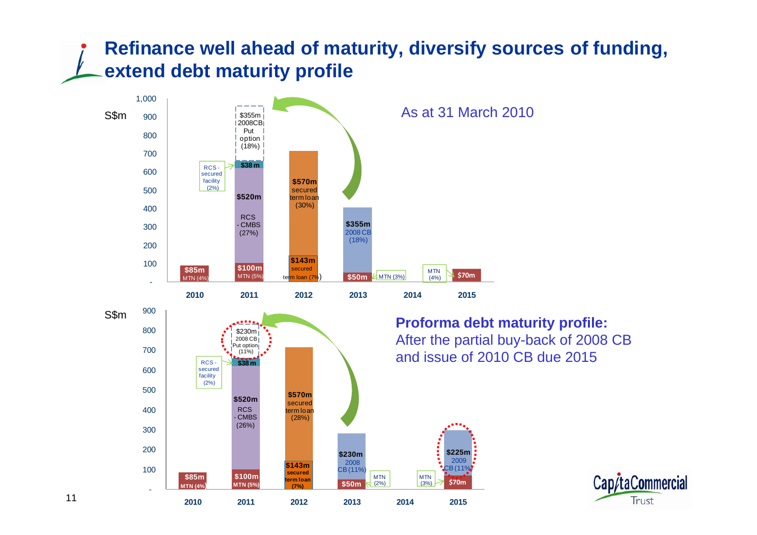# Refinance well ahead of maturity, diversify sources of funding, extend debt maturity profile

**As at 31 March 2010** (S$m)

| Year | Debt maturity |
|---|---|
| 2010 | \$85m MTN (4%) |
| 2011 | \$100m MTN (5%); \$520m RCS - CMBS (27%); \$38m RCS - secured facility (2%); \$355m 2008CB Put option (18%) |
| 2012 | \$143m secured term loan (7%); \$570m secured term loan (30%) |
| 2013 | \$50m MTN (3%); \$355m 2008 CB (18%) |
| 2014 | - |
| 2015 | \$70m MTN (4%) |

**Proforma debt maturity profile:** After the partial buy-back of 2008 CB and issue of 2010 CB due 2015 (S$m)

| Year | Debt maturity |
|---|---|
| 2010 | \$85m MTN (4%) |
| 2011 | \$100m MTN (5%); \$520m RCS - CMBS (26%); \$38m RCS - secured facility (2%); \$230m 2008 CB Put option (11%) |
| 2012 | \$143m secured term loan (7%); \$570m secured term loan (28%) |
| 2013 | \$50m MTN (2%); \$230m 2008 CB (11%) |
| 2014 | - |
| 2015 | \$70m MTN (3%); \$225m 2009 CB (11%) |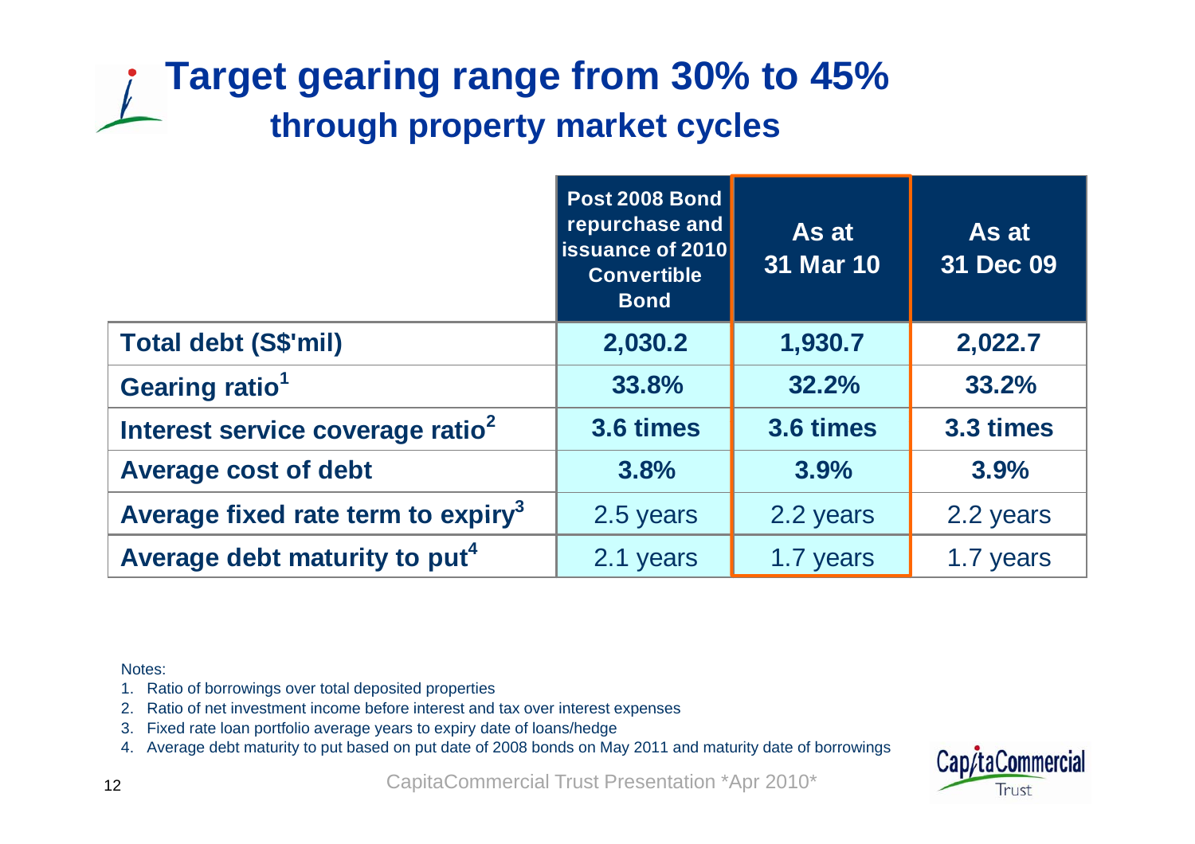# Target gearing range from 30% to 45%
## through property market cycles

| | Post 2008 Bond repurchase and issuance of 2010 Convertible Bond | As at 31 Mar 10 | As at 31 Dec 09 |
|---|---|---|---|
| **Total debt (S$'mil)** | **2,030.2** | **1,930.7** | **2,022.7** |
| **Gearing ratio[1]** | **33.8%** | **32.2%** | **33.2%** |
| **Interest service coverage ratio[2]** | **3.6 times** | **3.6 times** | **3.3 times** |
| **Average cost of debt** | **3.8%** | **3.9%** | **3.9%** |
| **Average fixed rate term to expiry[3]** | 2.5 years | 2.2 years | 2.2 years |
| **Average debt maturity to put[4]** | 2.1 years | 1.7 years | 1.7 years |

Notes:

1. Ratio of borrowings over total deposited properties
2. Ratio of net investment income before interest and tax over interest expenses
3. Fixed rate loan portfolio average years to expiry date of loans/hedge
4. Average debt maturity to put based on put date of 2008 bonds on May 2011 and maturity date of borrowings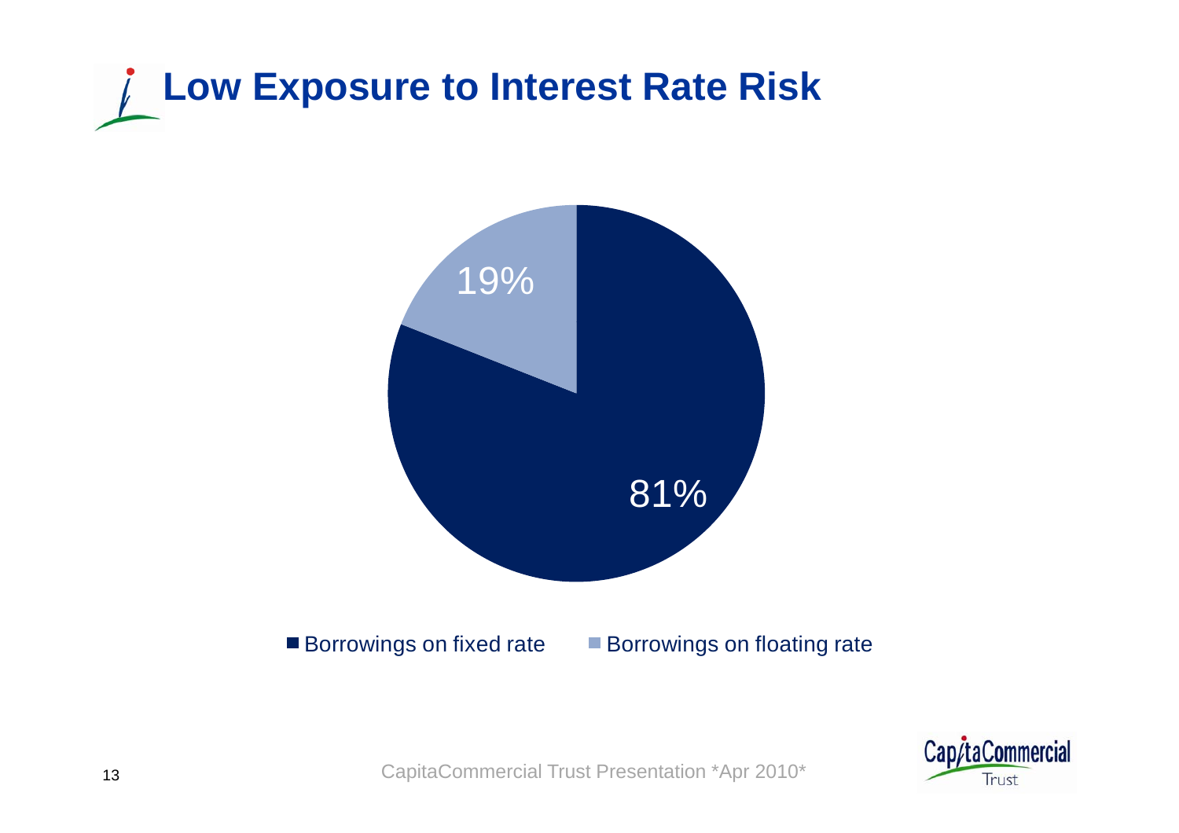# Low Exposure to Interest Rate Risk

19%

81%

■ Borrowings on fixed rate ■ Borrowings on floating rate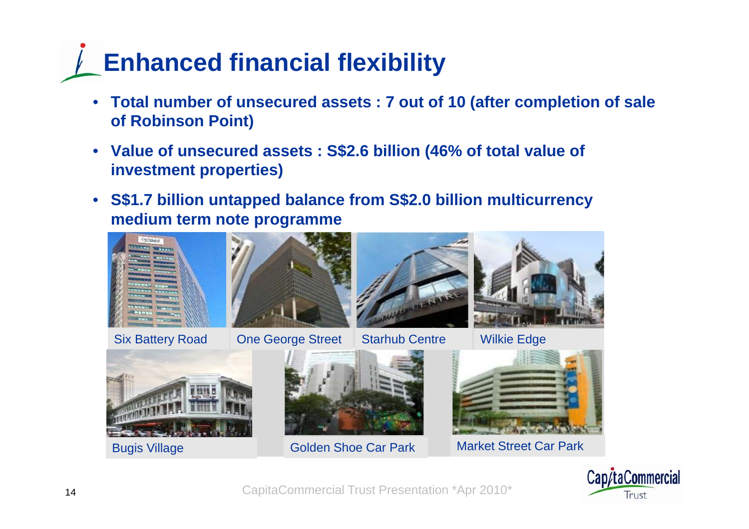# Enhanced financial flexibility

- **Total number of unsecured assets : 7 out of 10 (after completion of sale of Robinson Point)**
- **Value of unsecured assets : S$2.6 billion (46% of total value of investment properties)**
- **S$1.7 billion untapped balance from S$2.0 billion multicurrency medium term note programme**

Six Battery Road

One George Street

Starhub Centre

Wilkie Edge

Bugis Village

Golden Shoe Car Park

Market Street Car Park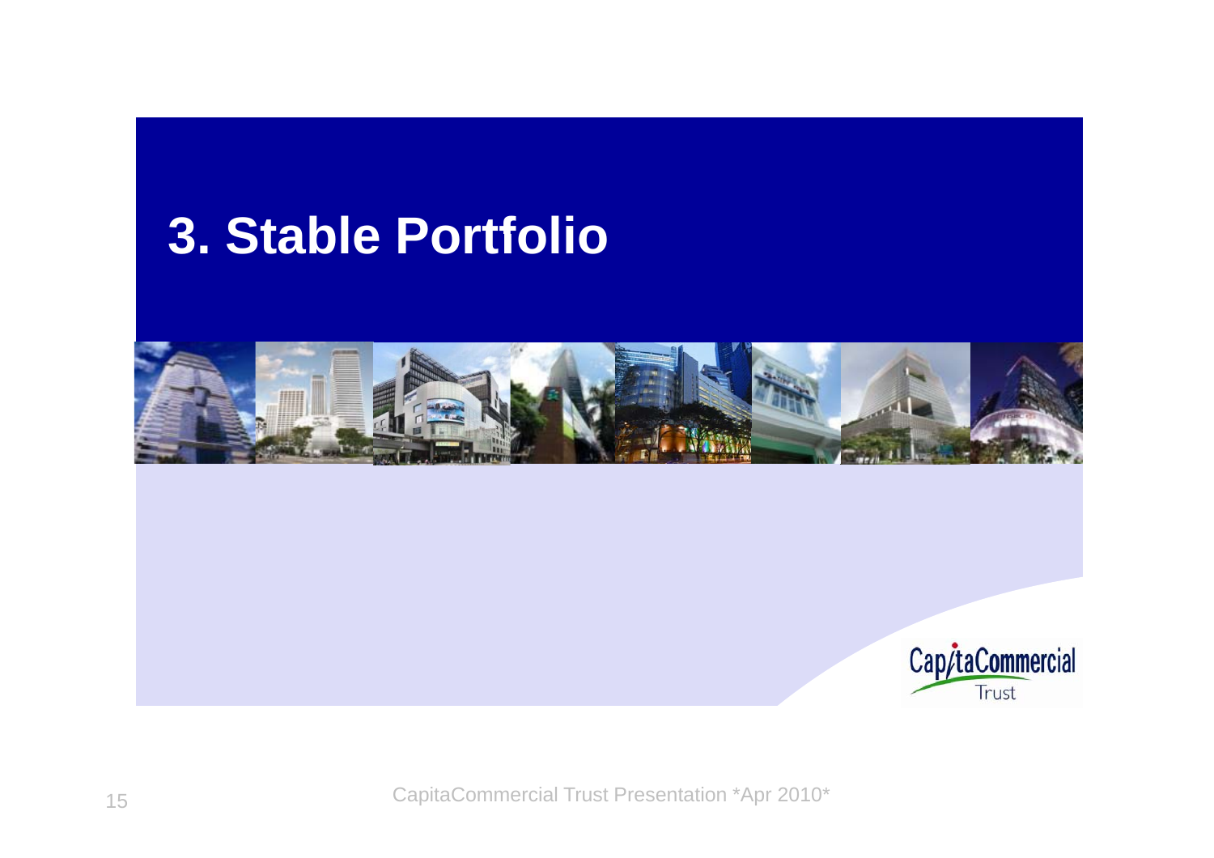# 3. Stable Portfolio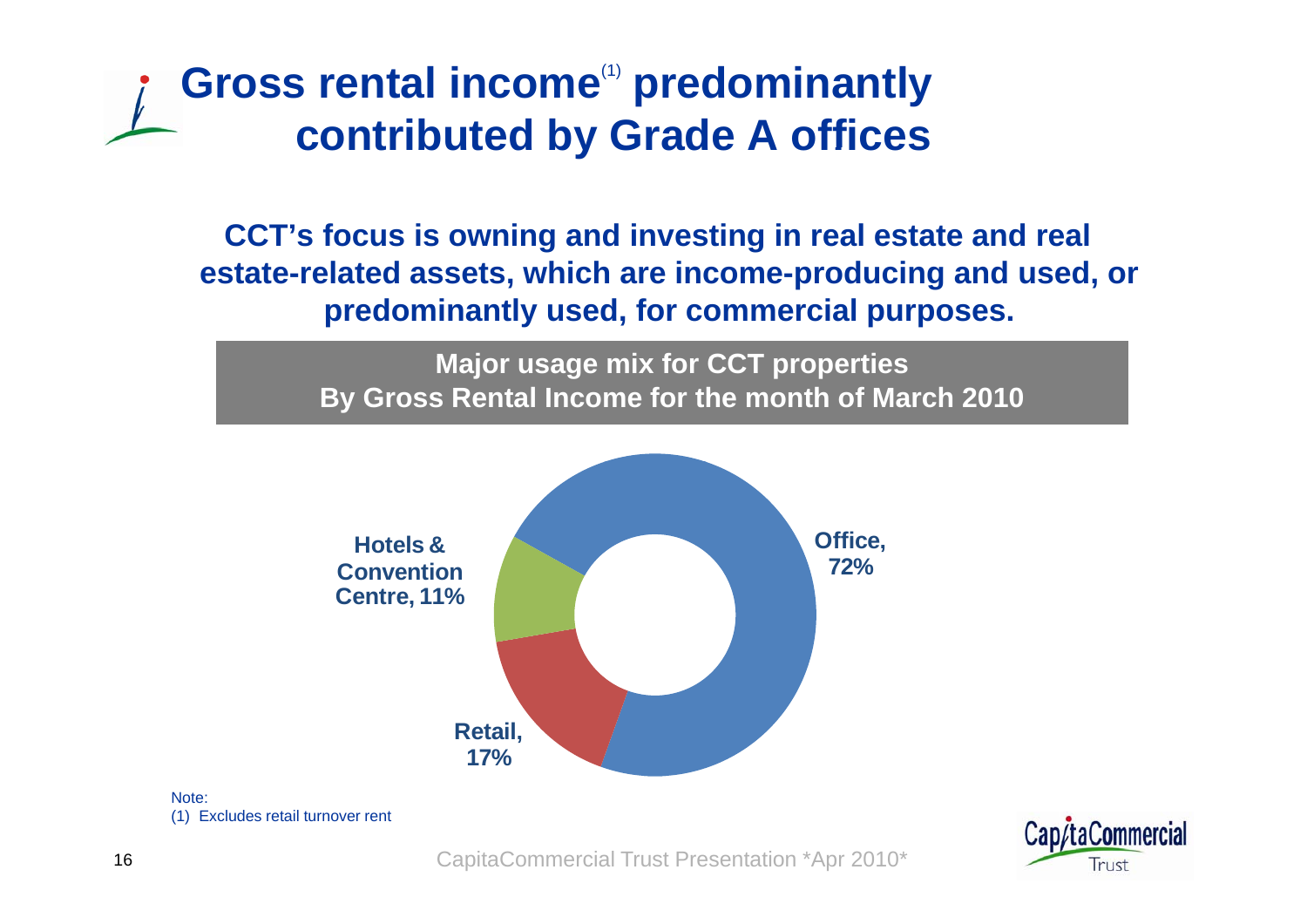# Gross rental income[1] predominantly contributed by Grade A offices

**CCT's focus is owning and investing in real estate and real estate-related assets, which are income-producing and used, or predominantly used, for commercial purposes.**

**Major usage mix for CCT properties**
**By Gross Rental Income for the month of March 2010**

| Usage | % |
|---|---|
| Office | 72% |
| Retail | 17% |
| Hotels & Convention Centre | 11% |

Note:
(1) Excludes retail turnover rent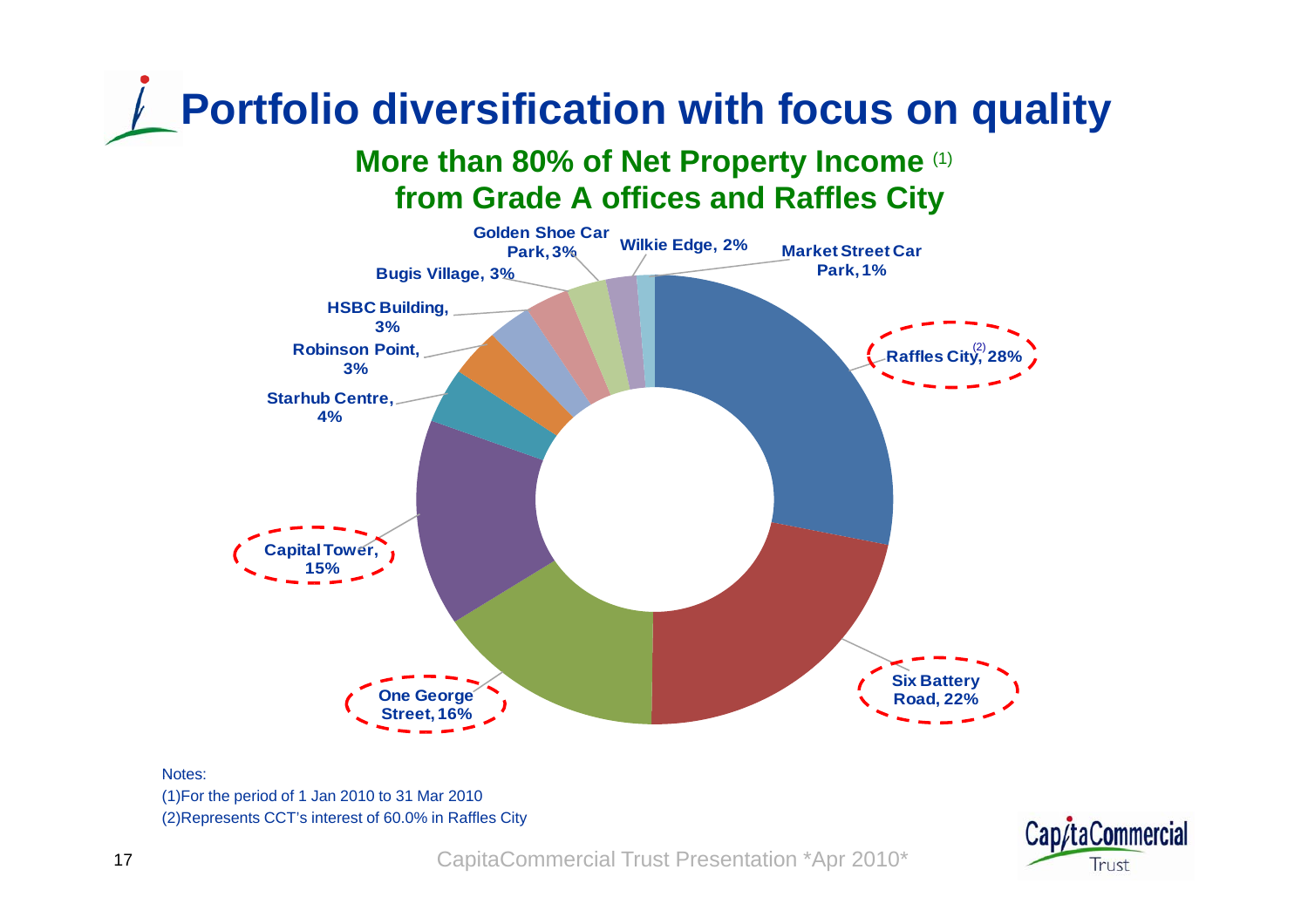# Portfolio diversification with focus on quality

## More than 80% of Net Property Income (1) from Grade A offices and Raffles City

| Property | Share |
| --- | --- |
| Raffles City (2) | 28% |
| Six Battery Road | 22% |
| One George Street | 16% |
| Capital Tower | 15% |
| Starhub Centre | 4% |
| Robinson Point | 3% |
| HSBC Building | 3% |
| Bugis Village | 3% |
| Golden Shoe Car Park | 3% |
| Wilkie Edge | 2% |
| Market Street Car Park | 1% |

Notes:

(1)For the period of 1 Jan 2010 to 31 Mar 2010

(2)Represents CCT's interest of 60.0% in Raffles City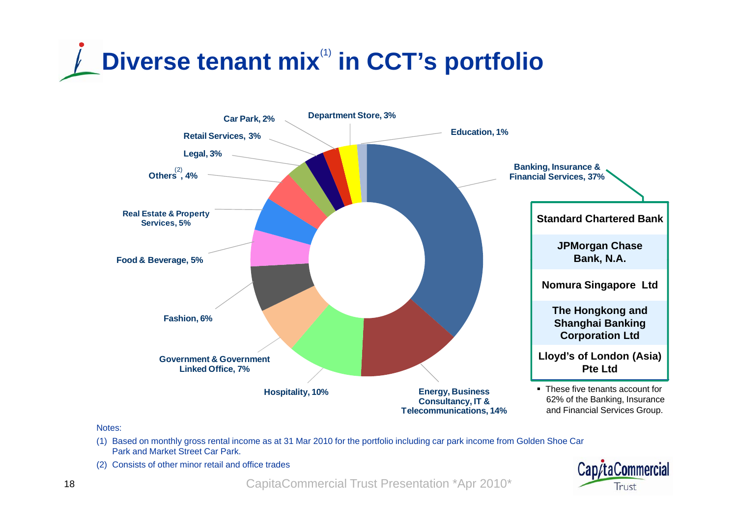# Diverse tenant mix[1] in CCT's portfolio

| Trade Sector | % |
|---|---|
| Banking, Insurance & Financial Services | 37% |
| Energy, Business Consultancy, IT & Telecommunications | 14% |
| Hospitality | 10% |
| Government & Government Linked Office | 7% |
| Fashion | 6% |
| Food & Beverage | 5% |
| Real Estate & Property Services | 5% |
| Others[2] | 4% |
| Legal | 3% |
| Retail Services | 3% |
| Car Park | 2% |
| Department Store | 3% |
| Education | 1% |

**Banking, Insurance & Financial Services, 37%:**

- **Standard Chartered Bank**
- **JPMorgan Chase Bank, N.A.**
- **Nomura Singapore Ltd**
- **The Hongkong and Shanghai Banking Corporation Ltd**
- **Lloyd's of London (Asia) Pte Ltd**

- These five tenants account for 62% of the Banking, Insurance and Financial Services Group.

Notes:

(1) Based on monthly gross rental income as at 31 Mar 2010 for the portfolio including car park income from Golden Shoe Car Park and Market Street Car Park.

(2) Consists of other minor retail and office trades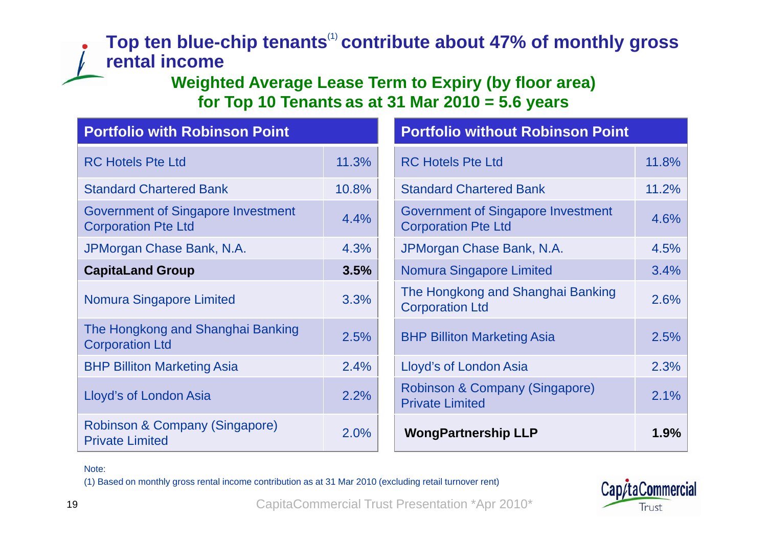# Top ten blue-chip tenants[1] contribute about 47% of monthly gross rental income

## Weighted Average Lease Term to Expiry (by floor area) for Top 10 Tenants as at 31 Mar 2010 = 5.6 years

| Portfolio with Robinson Point | |
|---|---|
| RC Hotels Pte Ltd | 11.3% |
| Standard Chartered Bank | 10.8% |
| Government of Singapore Investment Corporation Pte Ltd | 4.4% |
| JPMorgan Chase Bank, N.A. | 4.3% |
| **CapitaLand Group** | **3.5%** |
| Nomura Singapore Limited | 3.3% |
| The Hongkong and Shanghai Banking Corporation Ltd | 2.5% |
| BHP Billiton Marketing Asia | 2.4% |
| Lloyd's of London Asia | 2.2% |
| Robinson & Company (Singapore) Private Limited | 2.0% |

| Portfolio without Robinson Point | |
|---|---|
| RC Hotels Pte Ltd | 11.8% |
| Standard Chartered Bank | 11.2% |
| Government of Singapore Investment Corporation Pte Ltd | 4.6% |
| JPMorgan Chase Bank, N.A. | 4.5% |
| Nomura Singapore Limited | 3.4% |
| The Hongkong and Shanghai Banking Corporation Ltd | 2.6% |
| BHP Billiton Marketing Asia | 2.5% |
| Lloyd's of London Asia | 2.3% |
| Robinson & Company (Singapore) Private Limited | 2.1% |
| **WongPartnership LLP** | **1.9%** |

Note:

(1) Based on monthly gross rental income contribution as at 31 Mar 2010 (excluding retail turnover rent)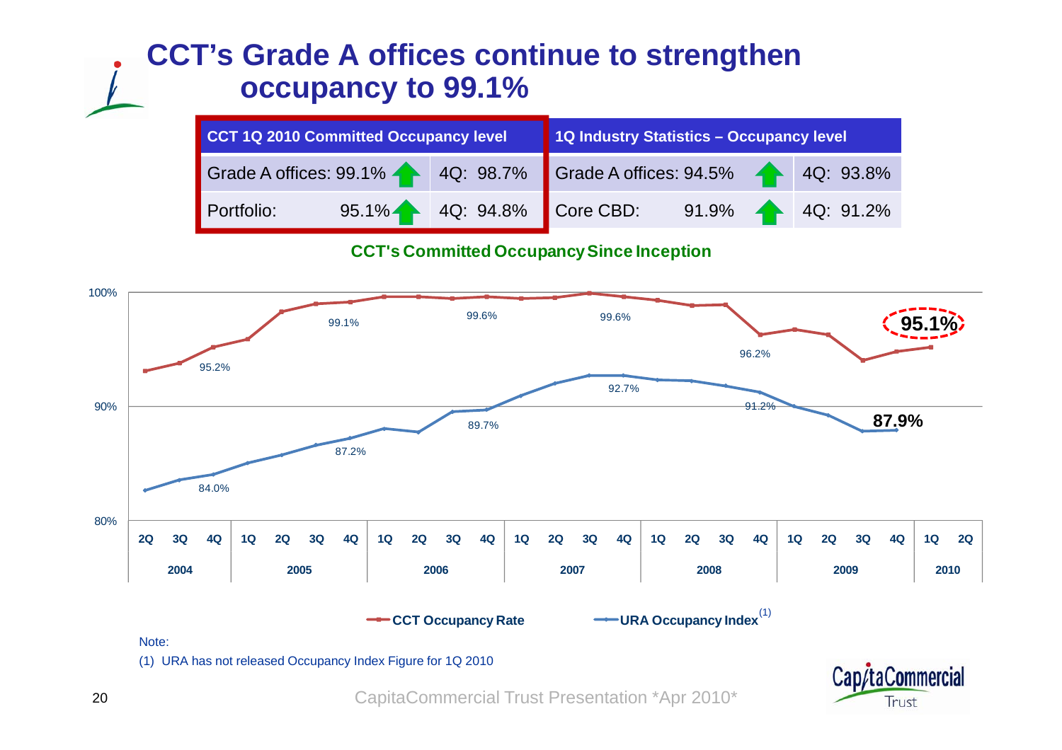# CCT's Grade A offices continue to strengthen occupancy to 99.1%

| CCT 1Q 2010 Committed Occupancy level | | 1Q Industry Statistics – Occupancy level | |
|---|---|---|---|
| Grade A offices: 99.1% ↑ | 4Q: 98.7% | Grade A offices: 94.5% ↑ | 4Q: 93.8% |
| Portfolio: 95.1% ↑ | 4Q: 94.8% | Core CBD: 91.9% ↑ | 4Q: 91.2% |

**CCT's Committed Occupancy Since Inception**

| Year | Quarter | CCT Occupancy Rate | URA Occupancy Index[1] |
|---|---|---|---|
| 2004 | 4Q | 95.2% | 84.0% |
| 2005 | 4Q | 99.1% | 87.2% |
| 2006 | 4Q | 99.6% | 89.7% |
| 2007 | 3Q | 99.6% | 92.7% |
| 2008 | 4Q | 96.2% | 91.2% |
| 2009 | 4Q | | 87.9% |
| 2010 | 1Q | 95.1% | |

Note:

(1) URA has not released Occupancy Index Figure for 1Q 2010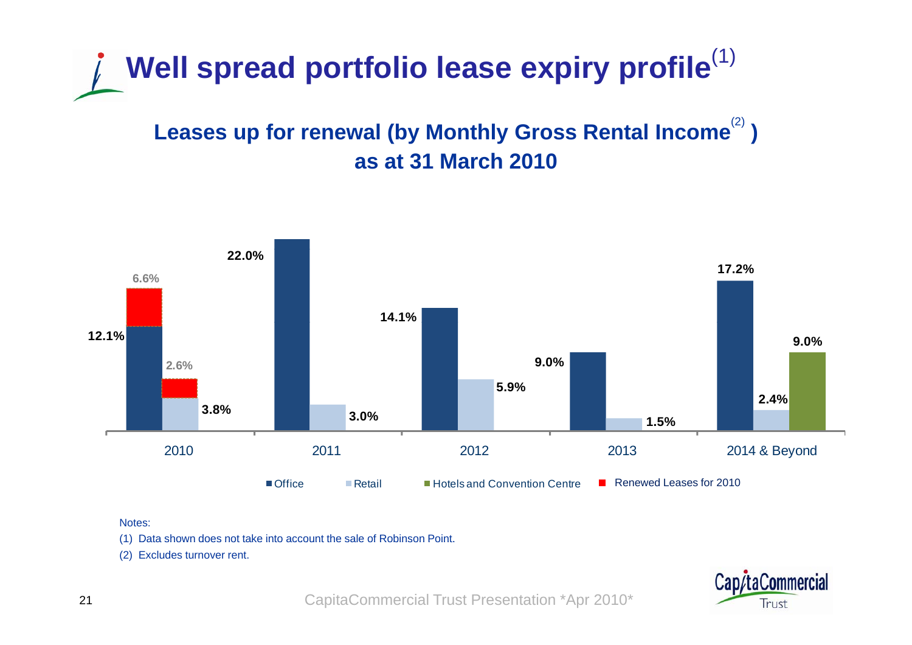# Well spread portfolio lease expiry profile[1]

## Leases up for renewal (by Monthly Gross Rental Income[2]) as at 31 March 2010

| | Office | Retail | Hotels and Convention Centre | Renewed Leases for 2010 |
|---|---|---|---|---|
| 2010 | 12.1% | 3.8% | | 6.6% (Office), 2.6% (Retail) |
| 2011 | 22.0% | 3.0% | | |
| 2012 | 14.1% | 5.9% | | |
| 2013 | 9.0% | 1.5% | | |
| 2014 & Beyond | 17.2% | 2.4% | 9.0% | |

Notes:

(1) Data shown does not take into account the sale of Robinson Point.

(2) Excludes turnover rent.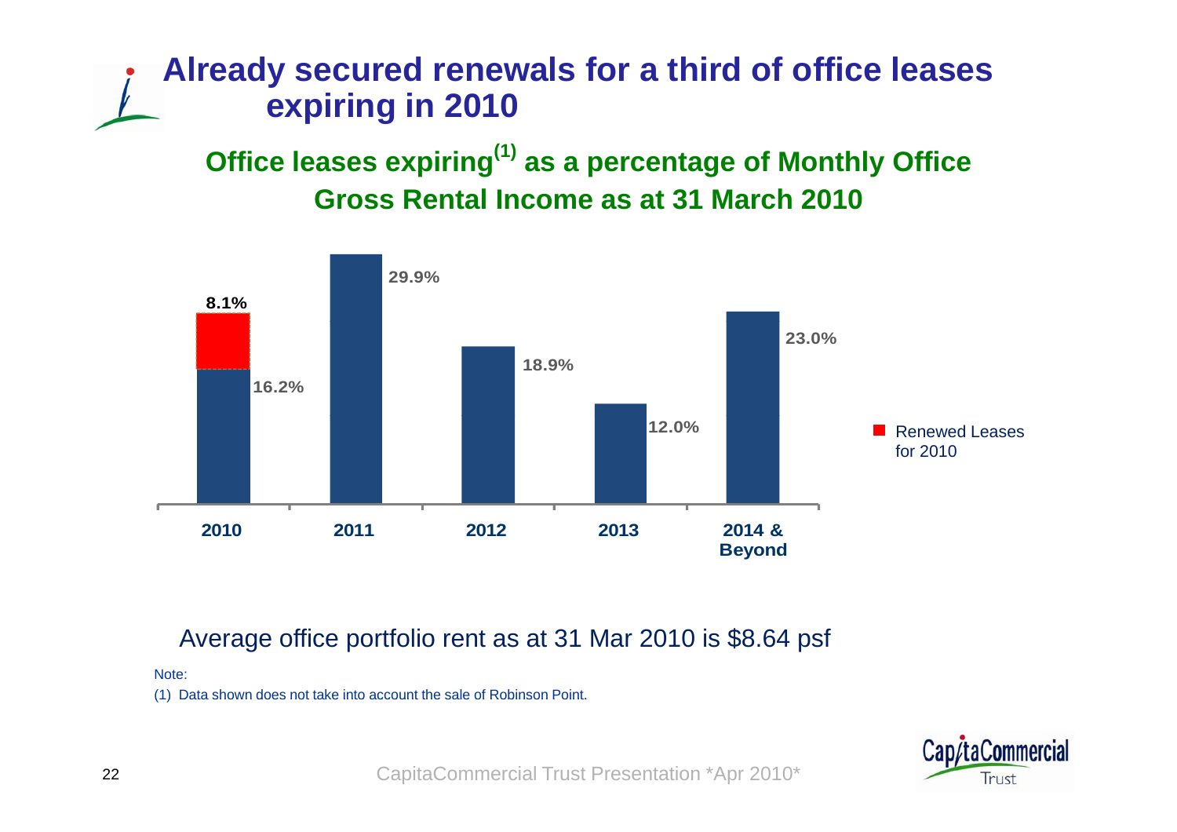# Already secured renewals for a third of office leases expiring in 2010

## Office leases expiring[1] as a percentage of Monthly Office Gross Rental Income as at 31 March 2010

| Year | Expiring | Renewed Leases for 2010 |
|---|---|---|
| 2010 | 16.2% | 8.1% |
| 2011 | 29.9% | |
| 2012 | 18.9% | |
| 2013 | 12.0% | |
| 2014 & Beyond | 23.0% | |

Average office portfolio rent as at 31 Mar 2010 is $8.64 psf

Note:

(1) Data shown does not take into account the sale of Robinson Point.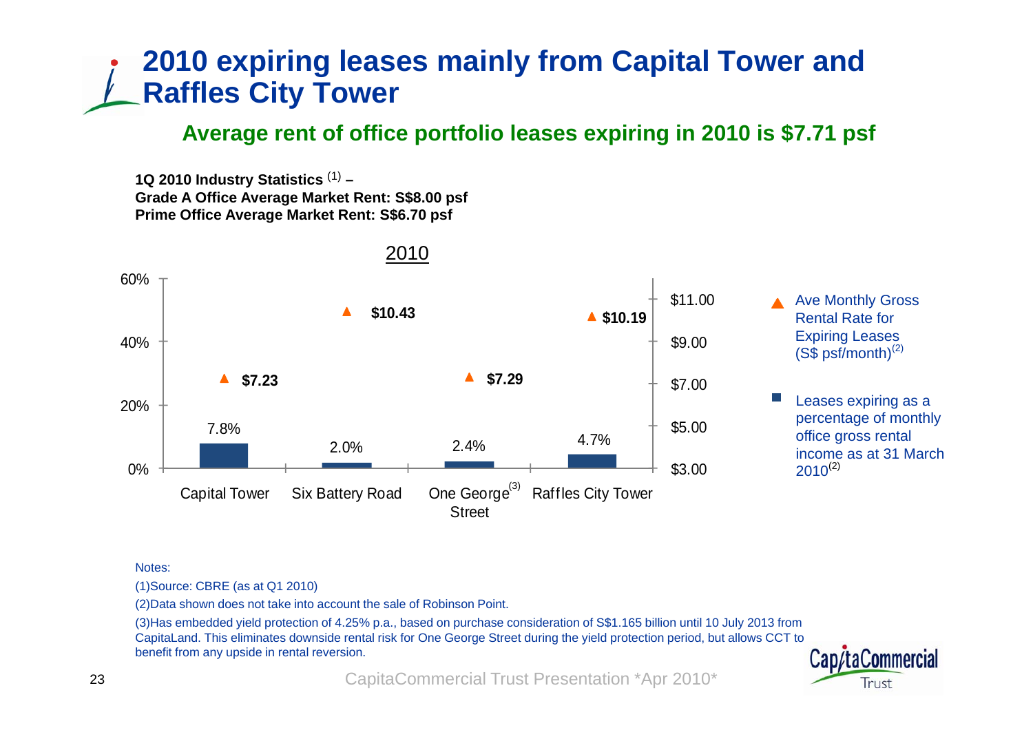# 2010 expiring leases mainly from Capital Tower and Raffles City Tower

## Average rent of office portfolio leases expiring in 2010 is $7.71 psf

**1Q 2010 Industry Statistics [(1)] –**
**Grade A Office Average Market Rent: S$8.00 psf**
**Prime Office Average Market Rent: S$6.70 psf**

2010

| | Capital Tower | Six Battery Road | One George Street[(3)] | Raffles City Tower |
|---|---|---|---|---|
| Ave Monthly Gross Rental Rate for Expiring Leases (S$ psf/month)[(2)] | $7.23 | $10.43 | $7.29 | $10.19 |
| Leases expiring as a percentage of monthly office gross rental income as at 31 March 2010[(2)] | 7.8% | 2.0% | 2.4% | 4.7% |

Notes:

(1)Source: CBRE (as at Q1 2010)

(2)Data shown does not take into account the sale of Robinson Point.

(3)Has embedded yield protection of 4.25% p.a., based on purchase consideration of S$1.165 billion until 10 July 2013 from CapitaLand. This eliminates downside rental risk for One George Street during the yield protection period, but allows CCT to benefit from any upside in rental reversion.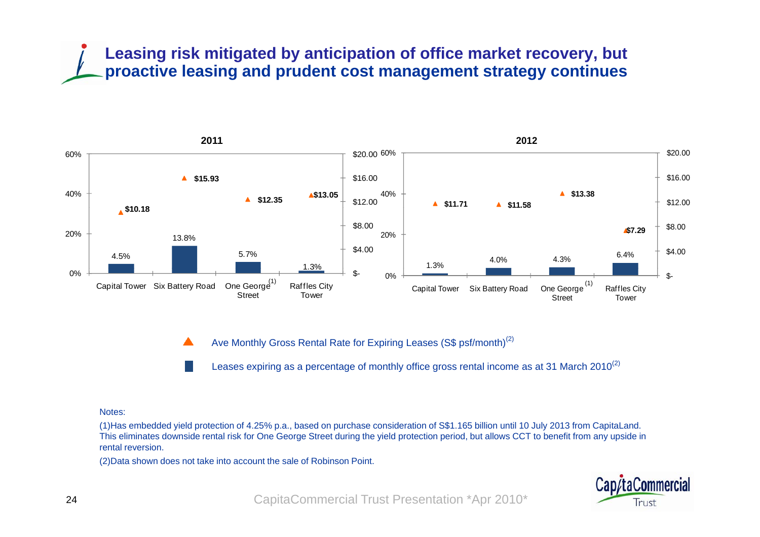# Leasing risk mitigated by anticipation of office market recovery, but proactive leasing and prudent cost management strategy continues

**2011**

| Property | Leases expiring as a percentage of monthly office gross rental income as at 31 March 2010[(2)] | Ave Monthly Gross Rental Rate for Expiring Leases (S$ psf/month)[(2)] |
|---|---|---|
| Capital Tower | 4.5% | $10.18 |
| Six Battery Road | 13.8% | $15.93 |
| One George Street[(1)] | 5.7% | $12.35 |
| Raffles City Tower | 1.3% | $13.05 |

**2012**

| Property | Leases expiring as a percentage of monthly office gross rental income as at 31 March 2010[(2)] | Ave Monthly Gross Rental Rate for Expiring Leases (S$ psf/month)[(2)] |
|---|---|---|
| Capital Tower | 1.3% | $11.71 |
| Six Battery Road | 4.0% | $11.58 |
| One George Street[(1)] | 4.3% | $13.38 |
| Raffles City Tower | 6.4% | $7.29 |

▲ Ave Monthly Gross Rental Rate for Expiring Leases (S$ psf/month)[(2)]

■ Leases expiring as a percentage of monthly office gross rental income as at 31 March 2010[(2)]

Notes:

(1)Has embedded yield protection of 4.25% p.a., based on purchase consideration of S$1.165 billion until 10 July 2013 from CapitaLand. This eliminates downside rental risk for One George Street during the yield protection period, but allows CCT to benefit from any upside in rental reversion.

(2)Data shown does not take into account the sale of Robinson Point.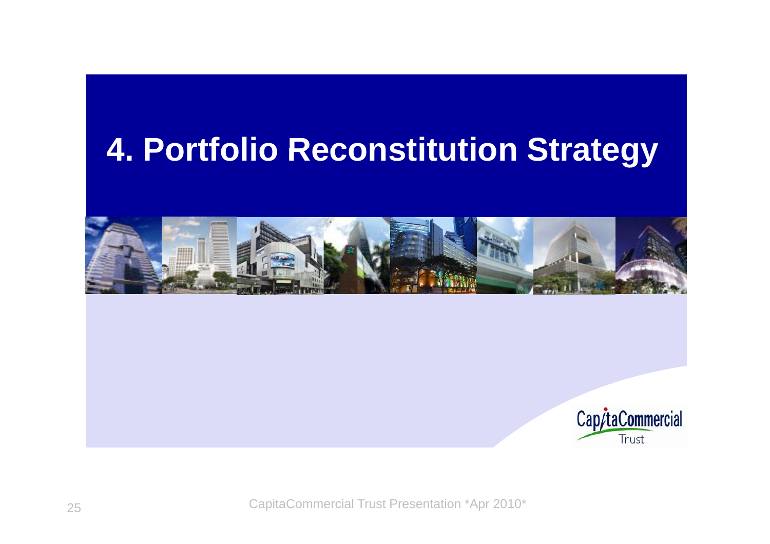# 4. Portfolio Reconstitution Strategy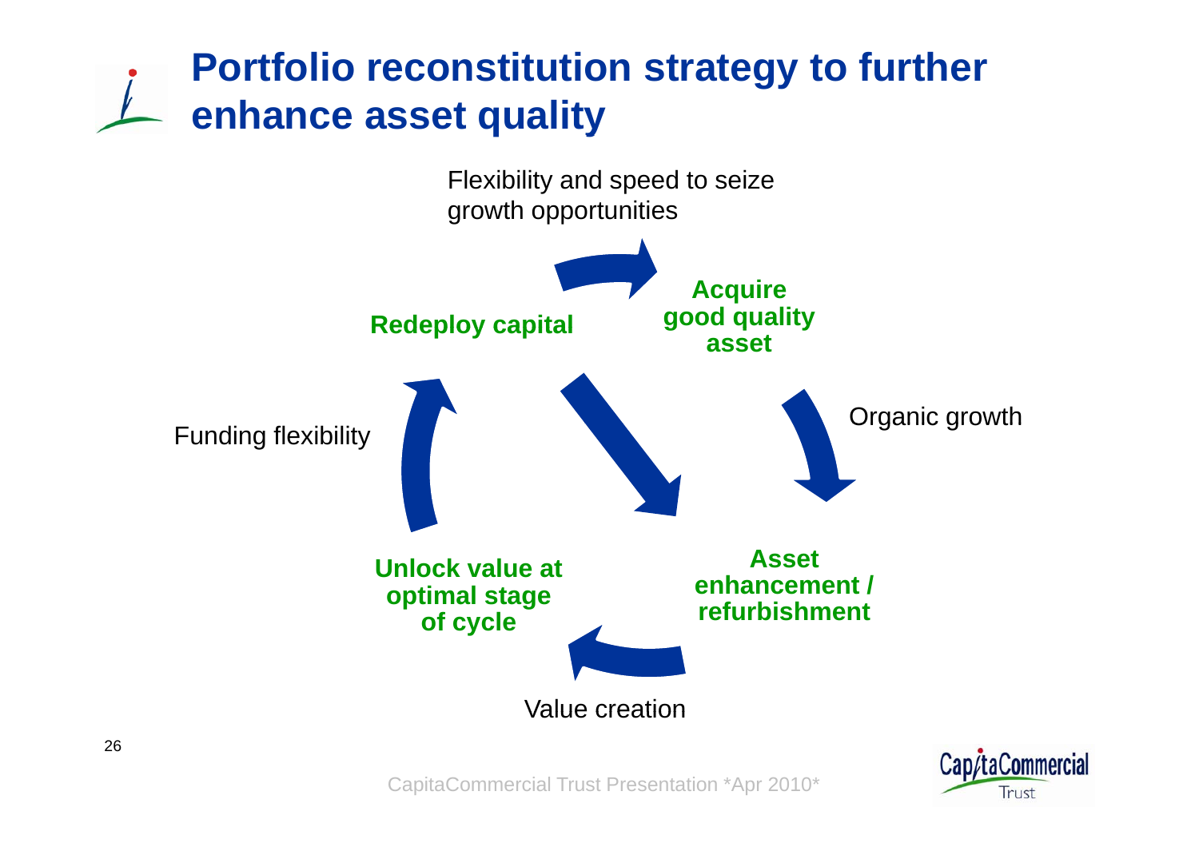# Portfolio reconstitution strategy to further enhance asset quality

Flexibility and speed to seize growth opportunities

**Acquire good quality asset**

Organic growth

**Asset enhancement / refurbishment**

Value creation

**Unlock value at optimal stage of cycle**

Funding flexibility

**Redeploy capital**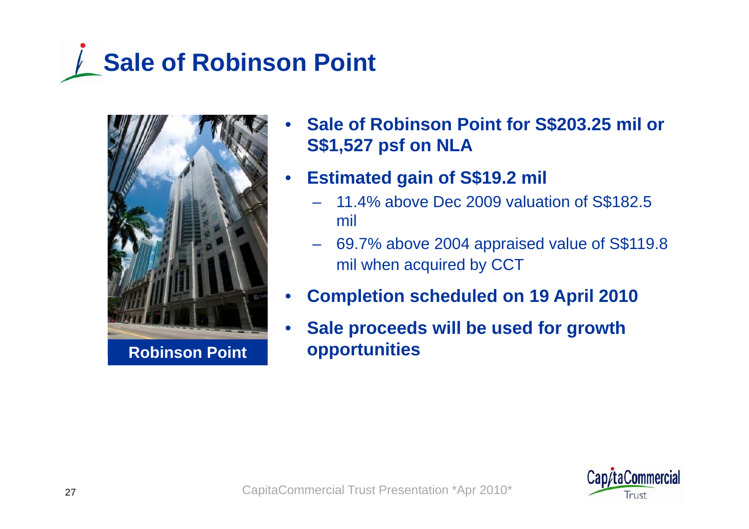# Sale of Robinson Point

Robinson Point

- **Sale of Robinson Point for S$203.25 mil or S$1,527 psf on NLA**
- **Estimated gain of S$19.2 mil**
  - 11.4% above Dec 2009 valuation of S$182.5 mil
  - 69.7% above 2004 appraised value of S$119.8 mil when acquired by CCT
- **Completion scheduled on 19 April 2010**
- **Sale proceeds will be used for growth opportunities**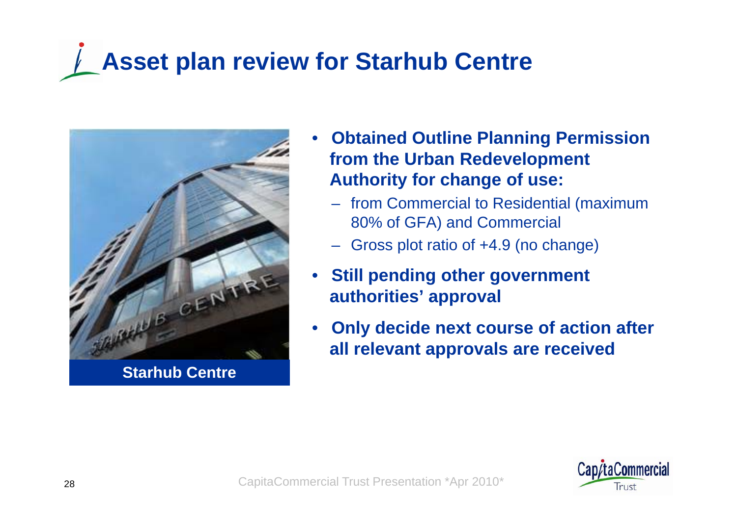# Asset plan review for Starhub Centre

Starhub Centre

- **Obtained Outline Planning Permission from the Urban Redevelopment Authority for change of use:**
  - from Commercial to Residential (maximum 80% of GFA) and Commercial
  - Gross plot ratio of +4.9 (no change)
- **Still pending other government authorities' approval**
- **Only decide next course of action after all relevant approvals are received**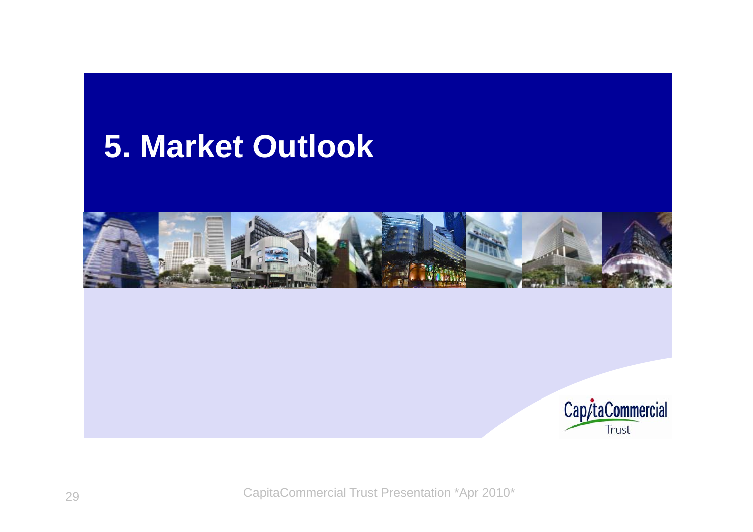# 5. Market Outlook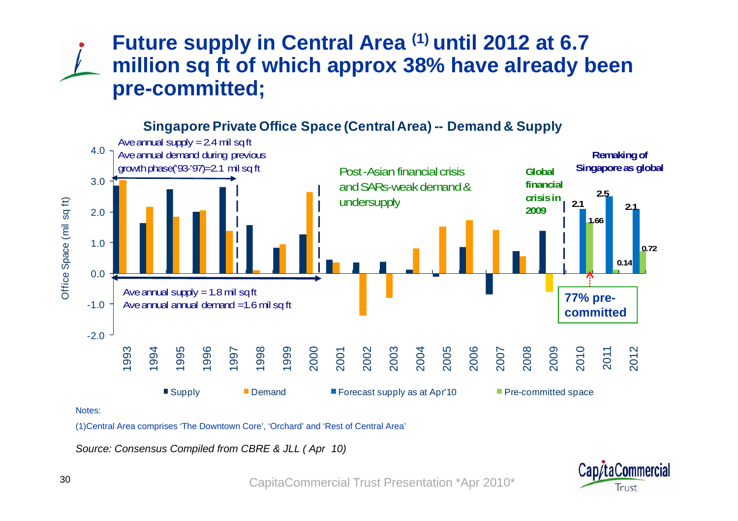# Future supply in Central Area (1) until 2012 at 6.7 million sq ft of which approx 38% have already been pre-committed;

**Singapore Private Office Space (Central Area) -- Demand & Supply**

Ave annual supply = 2.4 mil sq ft
Ave annual demand during previous growth phase('93-'97)=2.1 mil sq ft

Post-Asian financial crisis and SARs-weak demand & undersupply

Global financial crisis in 2009

Remaking of Singapore as global

Ave annual supply = 1.8 mil sq ft
Ave annual annual demand =1.6 mil sq ft

77% pre-committed

| Year | Forecast supply as at Apr'10 | Pre-committed space |
|---|---|---|
| 2010 | 2.1 | 1.66 |
| 2011 | 2.5 | 0.14 |
| 2012 | 2.1 | 0.72 |

Office Space (mil sq ft)

Supply | Demand | Forecast supply as at Apr'10 | Pre-committed space

Notes:

(1)Central Area comprises 'The Downtown Core', 'Orchard' and 'Rest of Central Area'

*Source: Consensus Compiled from CBRE & JLL ( Apr 10)*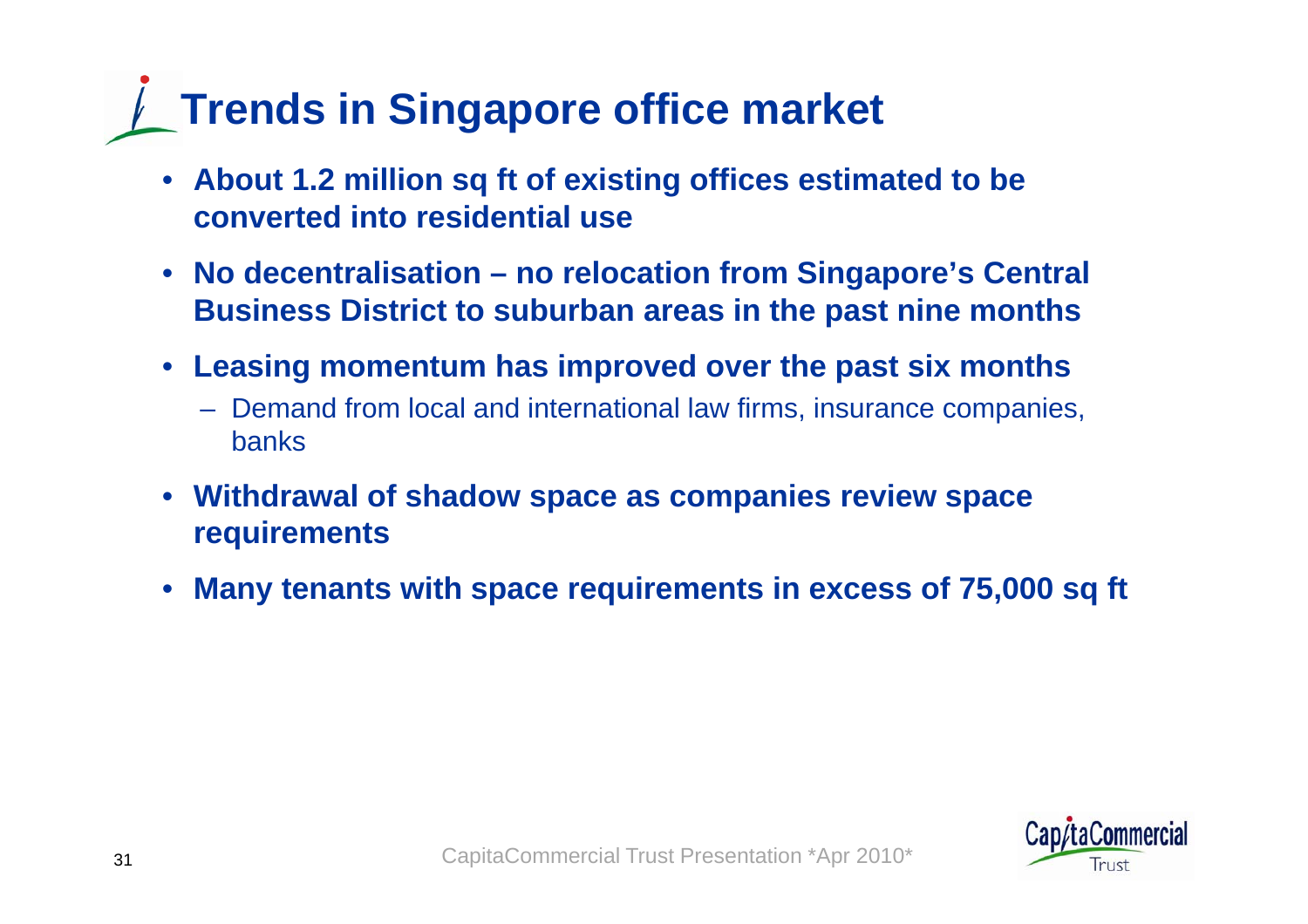# Trends in Singapore office market

- **About 1.2 million sq ft of existing offices estimated to be converted into residential use**
- **No decentralisation – no relocation from Singapore's Central Business District to suburban areas in the past nine months**
- **Leasing momentum has improved over the past six months**
  - Demand from local and international law firms, insurance companies, banks
- **Withdrawal of shadow space as companies review space requirements**
- **Many tenants with space requirements in excess of 75,000 sq ft**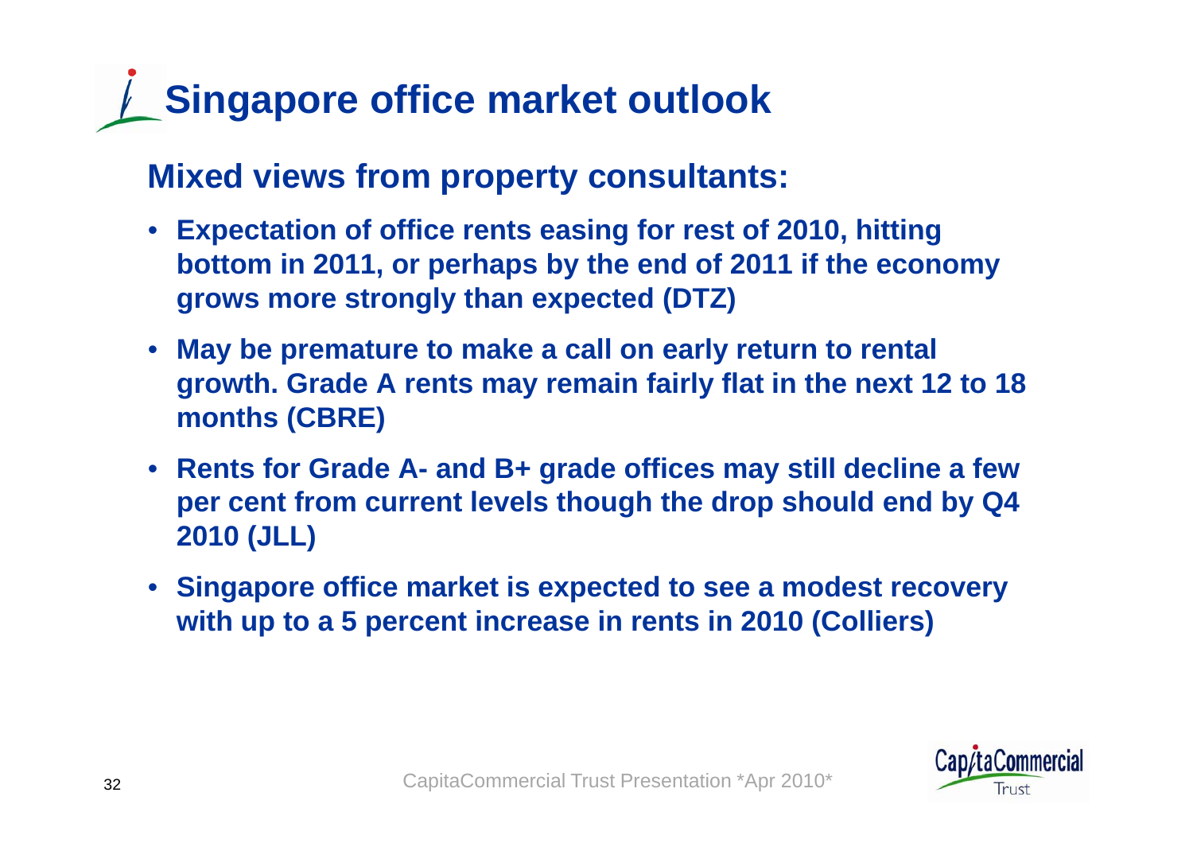# Singapore office market outlook

## Mixed views from property consultants:

- **Expectation of office rents easing for rest of 2010, hitting bottom in 2011, or perhaps by the end of 2011 if the economy grows more strongly than expected (DTZ)**
- **May be premature to make a call on early return to rental growth. Grade A rents may remain fairly flat in the next 12 to 18 months (CBRE)**
- **Rents for Grade A- and B+ grade offices may still decline a few per cent from current levels though the drop should end by Q4 2010 (JLL)**
- **Singapore office market is expected to see a modest recovery with up to a 5 percent increase in rents in 2010 (Colliers)**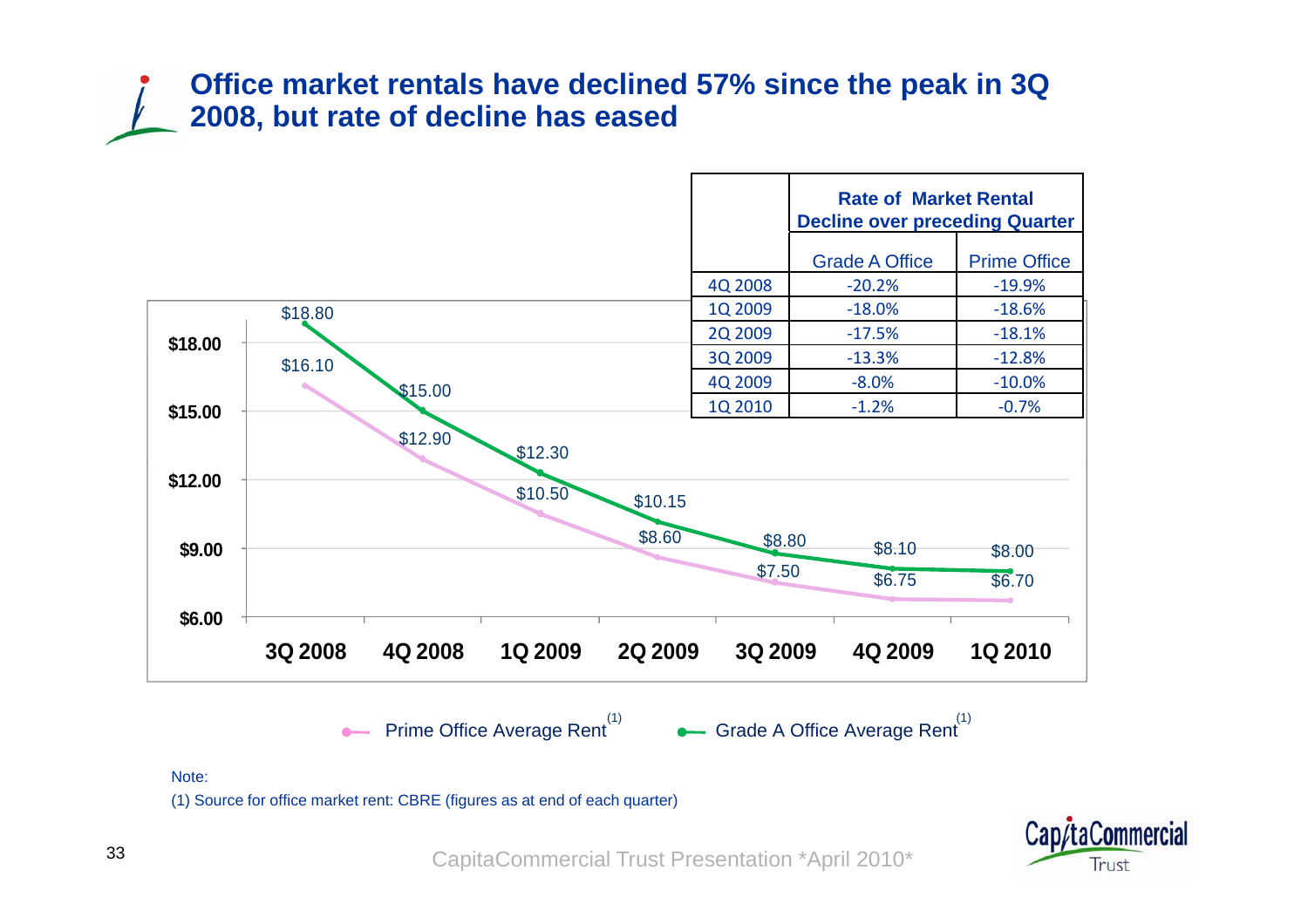# Office market rentals have declined 57% since the peak in 3Q 2008, but rate of decline has eased

| | Rate of Market Rental Decline over preceding Quarter | |
|---|---|---|
| | Grade A Office | Prime Office |
| 4Q 2008 | -20.2% | -19.9% |
| 1Q 2009 | -18.0% | -18.6% |
| 2Q 2009 | -17.5% | -18.1% |
| 3Q 2009 | -13.3% | -12.8% |
| 4Q 2009 | -8.0% | -10.0% |
| 1Q 2010 | -1.2% | -0.7% |

| | 3Q 2008 | 4Q 2008 | 1Q 2009 | 2Q 2009 | 3Q 2009 | 4Q 2009 | 1Q 2010 |
|---|---|---|---|---|---|---|---|
| Prime Office Average Rent [1] | $16.10 | $12.90 | $10.50 | $8.60 | $7.50 | $6.75 | $6.70 |
| Grade A Office Average Rent [1] | $18.80 | $15.00 | $12.30 | $10.15 | $8.80 | $8.10 | $8.00 |

Note:

(1) Source for office market rent: CBRE (figures as at end of each quarter)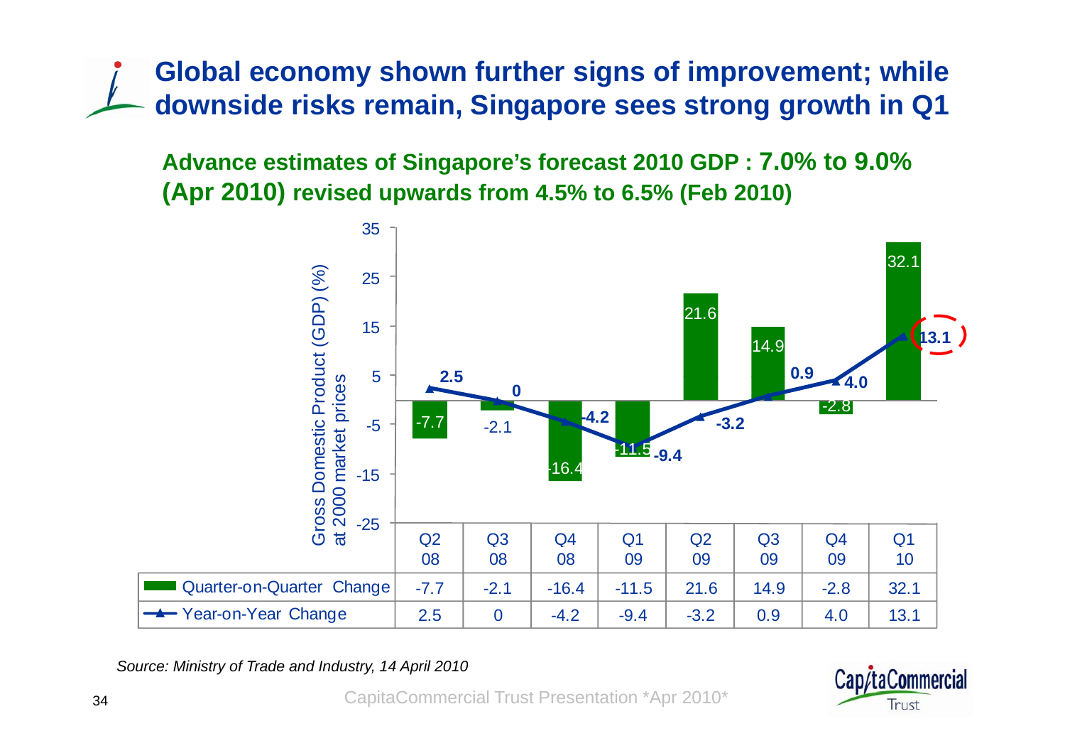# Global economy shown further signs of improvement; while downside risks remain, Singapore sees strong growth in Q1

**Advance estimates of Singapore's forecast 2010 GDP : 7.0% to 9.0% (Apr 2010) revised upwards from 4.5% to 6.5% (Feb 2010)**

Gross Domestic Product (GDP) (%) at 2000 market prices

| | Q2 08 | Q3 08 | Q4 08 | Q1 09 | Q2 09 | Q3 09 | Q4 09 | Q1 10 |
|---|---|---|---|---|---|---|---|---|
| Quarter-on-Quarter Change | -7.7 | -2.1 | -16.4 | -11.5 | 21.6 | 14.9 | -2.8 | 32.1 |
| Year-on-Year Change | 2.5 | 0 | -4.2 | -9.4 | -3.2 | 0.9 | 4.0 | 13.1 |

*Source: Ministry of Trade and Industry, 14 April 2010*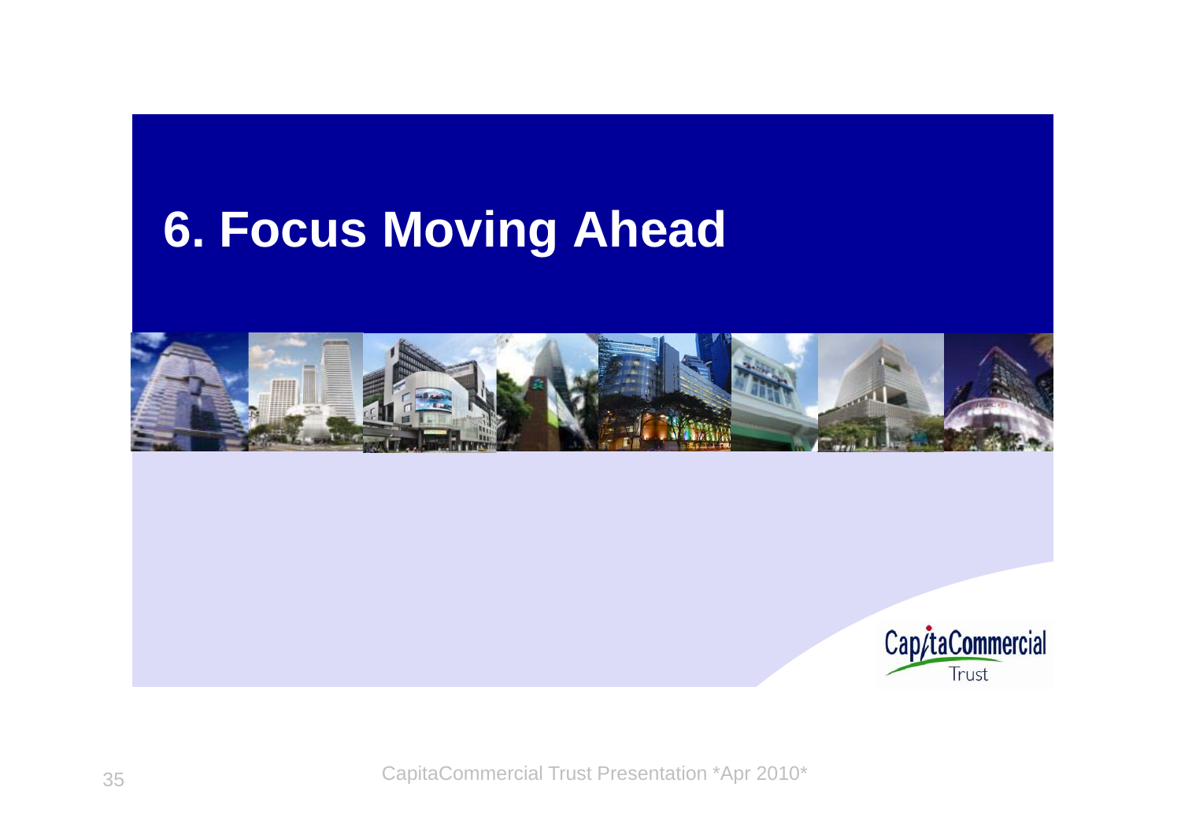# 6. Focus Moving Ahead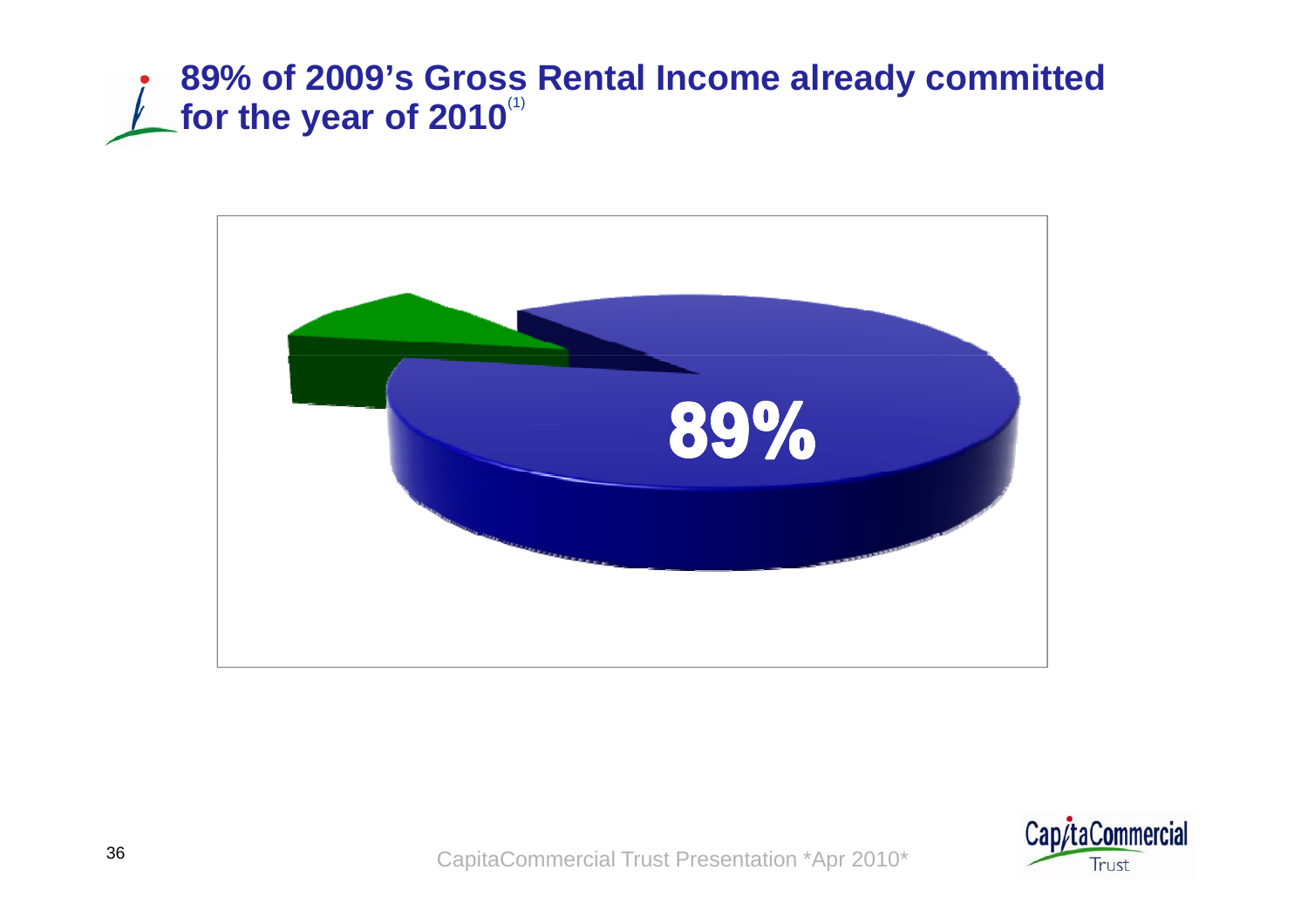# 89% of 2009's Gross Rental Income already committed for the year of 2010[1]

89%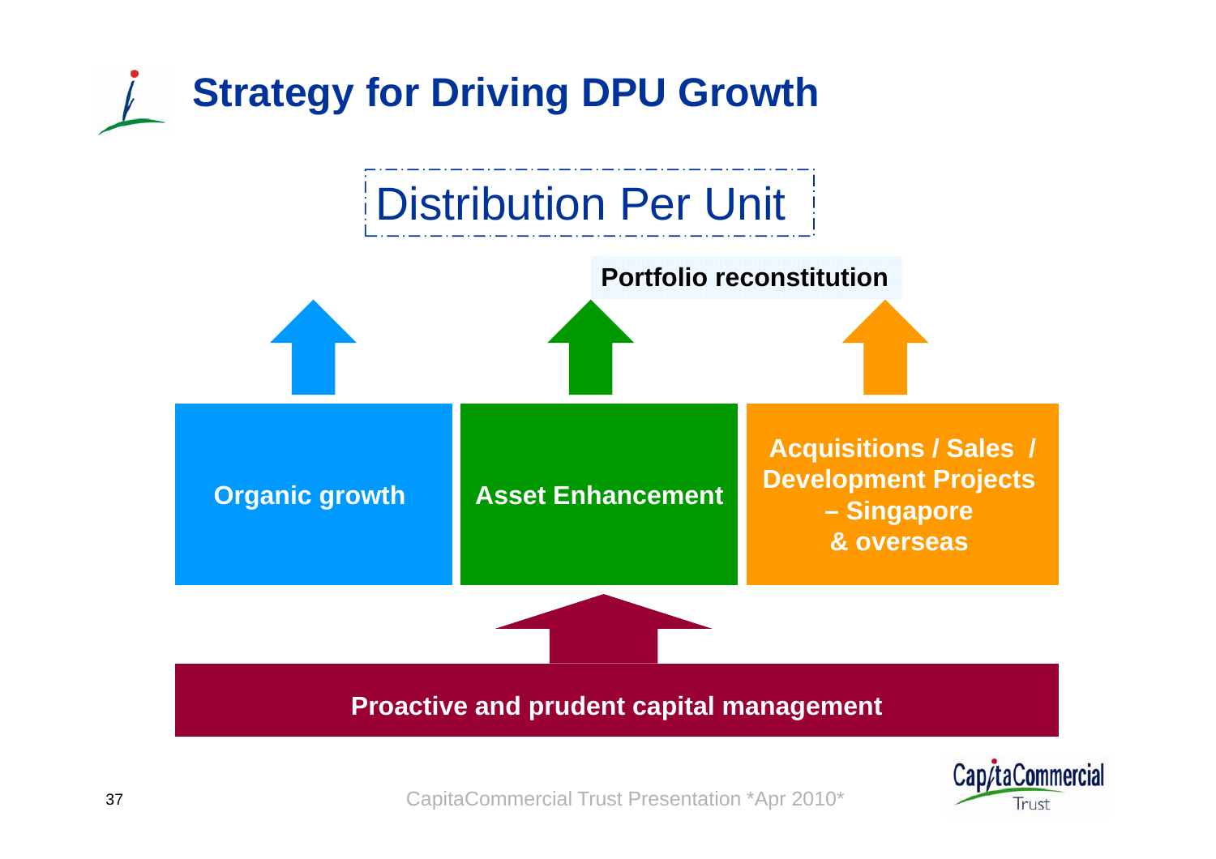# Strategy for Driving DPU Growth

Distribution Per Unit

**Portfolio reconstitution**

- **Organic growth**
- **Asset Enhancement**
- **Acquisitions / Sales / Development Projects – Singapore & overseas**

**Proactive and prudent capital management**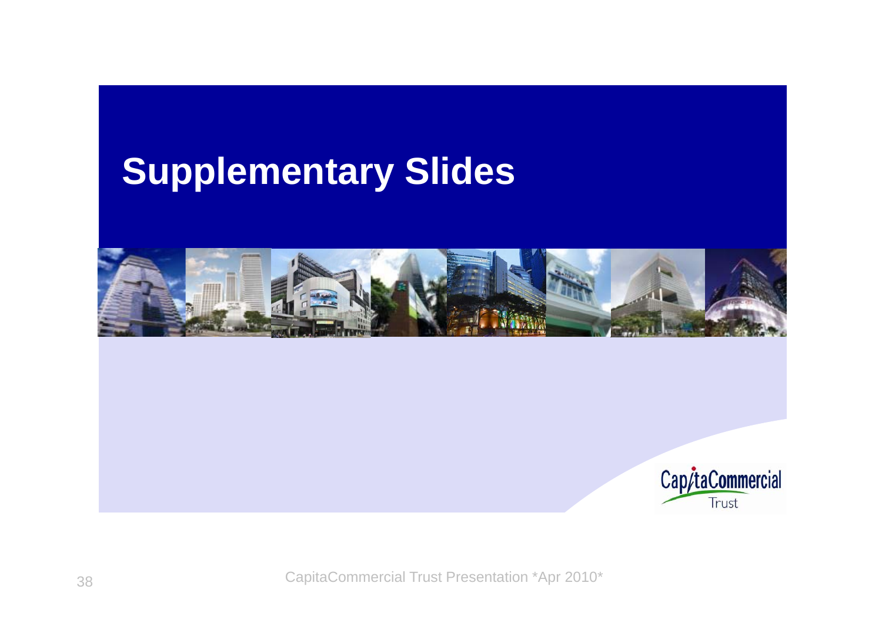# Supplementary Slides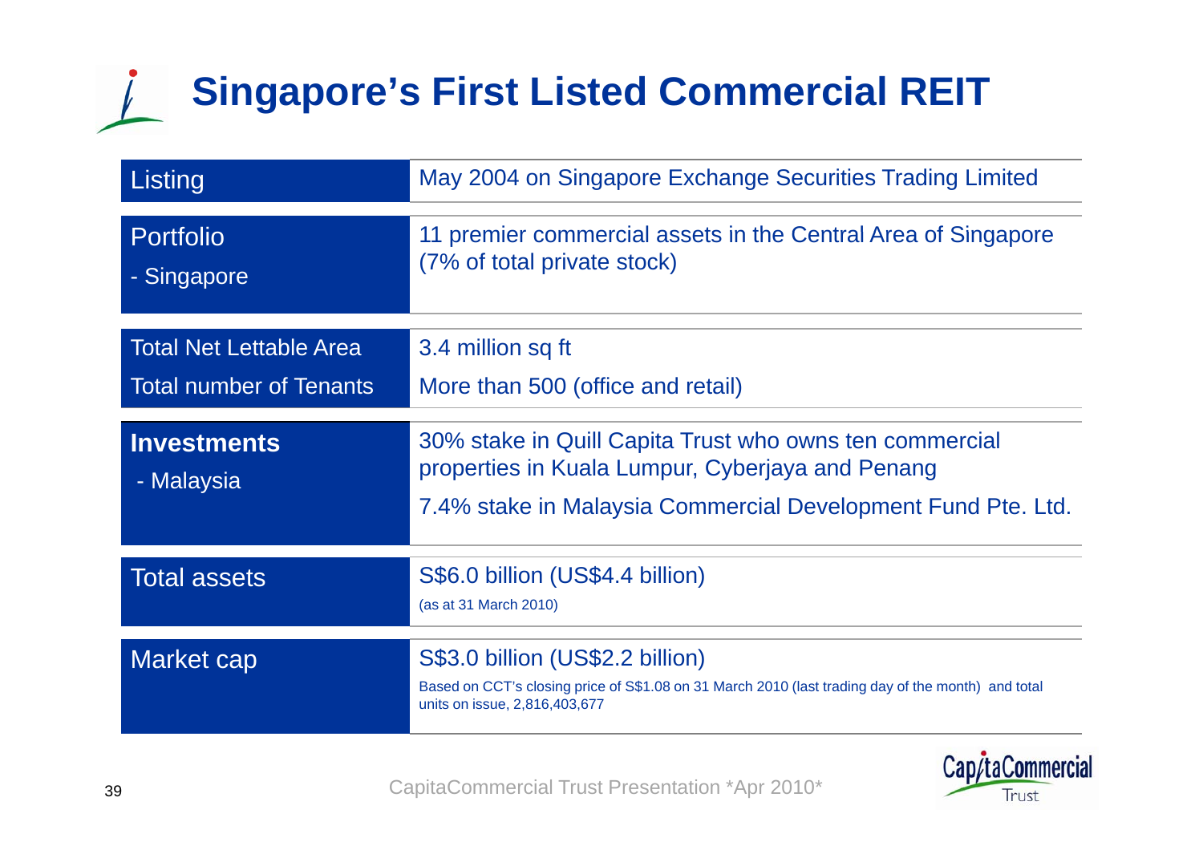# Singapore's First Listed Commercial REIT

| | |
|---|---|
| Listing | May 2004 on Singapore Exchange Securities Trading Limited |
| Portfolio<br>- Singapore | 11 premier commercial assets in the Central Area of Singapore (7% of total private stock) |
| Total Net Lettable Area<br>Total number of Tenants | 3.4 million sq ft<br>More than 500 (office and retail) |
| **Investments**<br>- Malaysia | 30% stake in Quill Capita Trust who owns ten commercial properties in Kuala Lumpur, Cyberjaya and Penang<br>7.4% stake in Malaysia Commercial Development Fund Pte. Ltd. |
| Total assets | S$6.0 billion (US$4.4 billion)<br>(as at 31 March 2010) |
| Market cap | S$3.0 billion (US$2.2 billion)<br>Based on CCT's closing price of S$1.08 on 31 March 2010 (last trading day of the month) and total units on issue, 2,816,403,677 |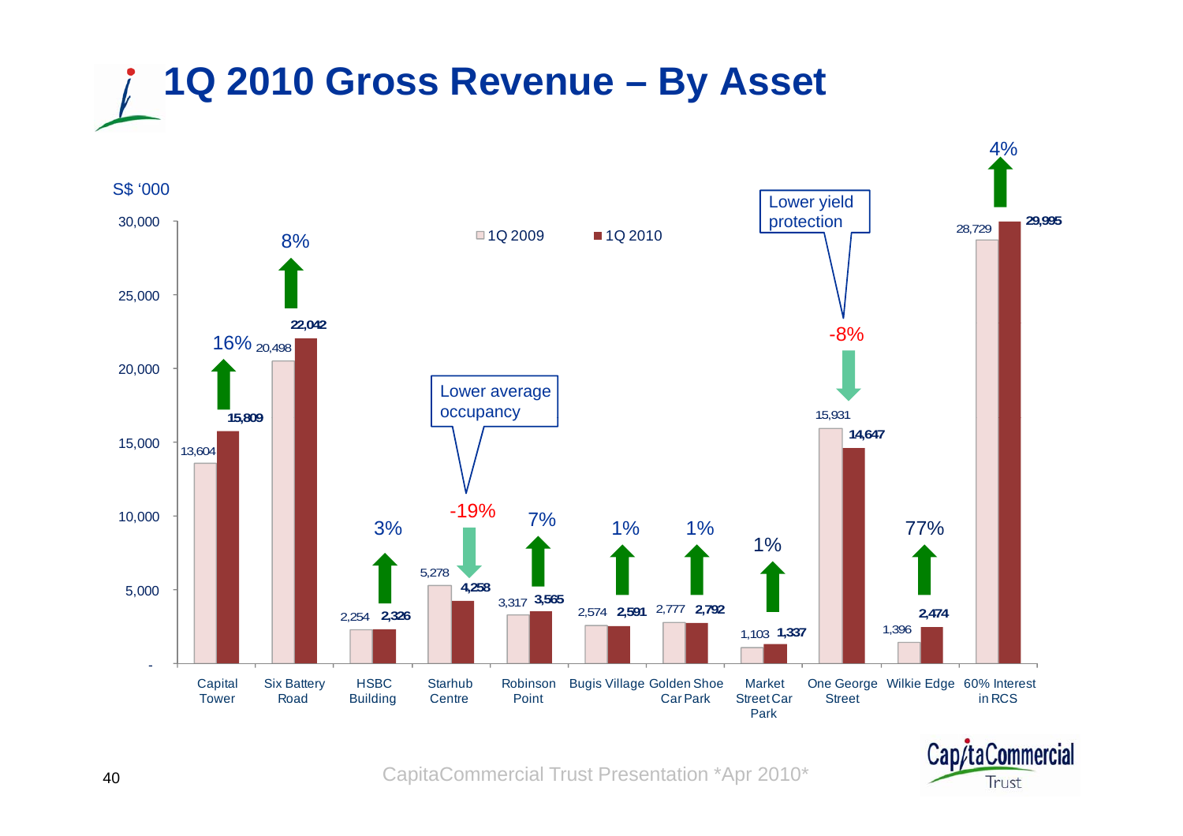# 1Q 2010 Gross Revenue – By Asset

S$ '000

| Asset | 1Q 2009 | 1Q 2010 | Change |
|---|---|---|---|
| Capital Tower | 13,604 | 15,809 | 16% |
| Six Battery Road | 20,498 | 22,042 | 8% |
| HSBC Building | 2,254 | 2,326 | 3% |
| Starhub Centre | 5,278 | 4,258 | -19% |
| Robinson Point | 3,317 | 3,565 | 7% |
| Bugis Village | 2,574 | 2,591 | 1% |
| Golden Shoe Car Park | 2,777 | 2,792 | 1% |
| Market Street Car Park | 1,103 | 1,337 | 1% |
| One George Street | 15,931 | 14,647 | -8% |
| Wilkie Edge | 1,396 | 2,474 | 77% |
| 60% Interest in RCS | 28,729 | 29,995 | 4% |

Starhub Centre: Lower average occupancy

One George Street: Lower yield protection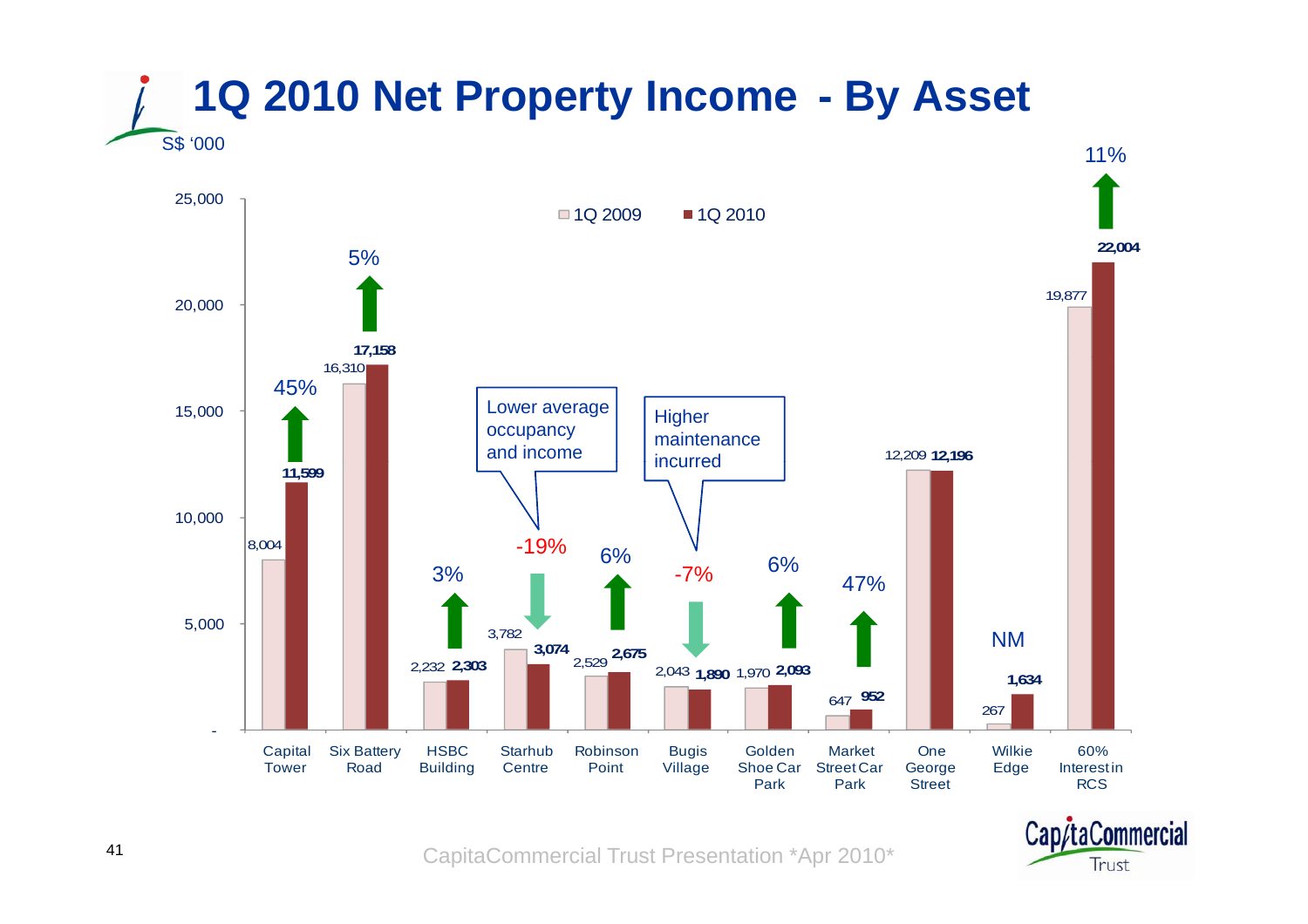# 1Q 2010 Net Property Income - By Asset

S$ '000

| Asset | 1Q 2009 | 1Q 2010 | Change |
|---|---|---|---|
| Capital Tower | 8,004 | 11,599 | 45% |
| Six Battery Road | 16,310 | 17,158 | 5% |
| HSBC Building | 2,232 | 2,303 | 3% |
| Starhub Centre | 3,782 | 3,074 | -19% |
| Robinson Point | 2,529 | 2,675 | 6% |
| Bugis Village | 2,043 | 1,890 | -7% |
| Golden Shoe Car Park | 1,970 | 2,093 | 6% |
| Market Street Car Park | 647 | 952 | 47% |
| One George Street | 12,209 | 12,196 | |
| Wilkie Edge | 267 | 1,634 | NM |
| 60% Interest in RCS | 19,877 | 22,004 | 11% |

Starhub Centre: Lower average occupancy and income

Bugis Village: Higher maintenance incurred

CapitaCommercial Trust Presentation *Apr 2010*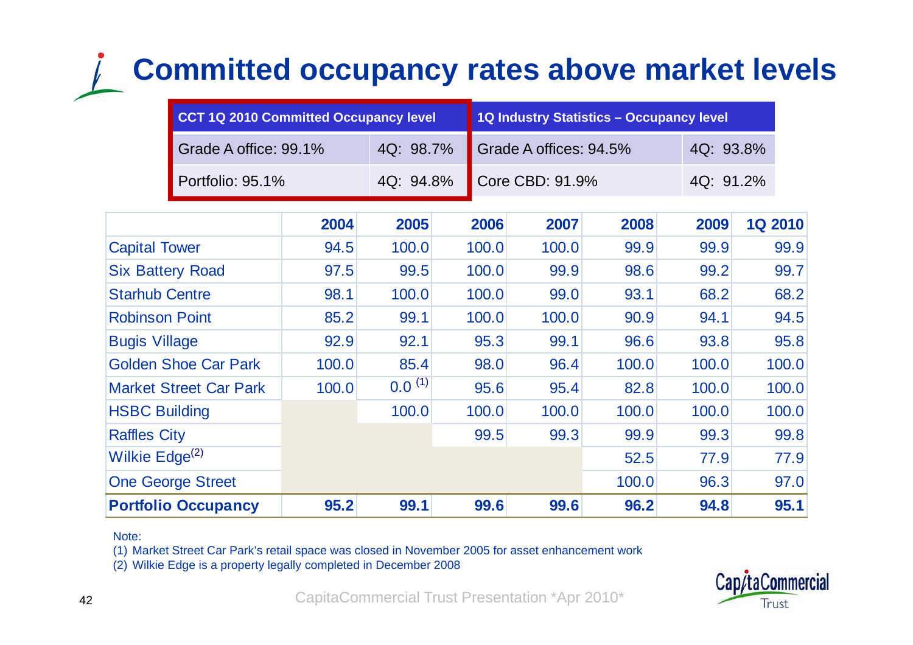# Committed occupancy rates above market levels

| CCT 1Q 2010 Committed Occupancy level | | 1Q Industry Statistics – Occupancy level | |
|---|---|---|---|
| Grade A office: 99.1% | 4Q: 98.7% | Grade A offices: 94.5% | 4Q: 93.8% |
| Portfolio: 95.1% | 4Q: 94.8% | Core CBD: 91.9% | 4Q: 91.2% |

| | 2004 | 2005 | 2006 | 2007 | 2008 | 2009 | 1Q 2010 |
|---|---|---|---|---|---|---|---|
| Capital Tower | 94.5 | 100.0 | 100.0 | 100.0 | 99.9 | 99.9 | 99.9 |
| Six Battery Road | 97.5 | 99.5 | 100.0 | 99.9 | 98.6 | 99.2 | 99.7 |
| Starhub Centre | 98.1 | 100.0 | 100.0 | 99.0 | 93.1 | 68.2 | 68.2 |
| Robinson Point | 85.2 | 99.1 | 100.0 | 100.0 | 90.9 | 94.1 | 94.5 |
| Bugis Village | 92.9 | 92.1 | 95.3 | 99.1 | 96.6 | 93.8 | 95.8 |
| Golden Shoe Car Park | 100.0 | 85.4 | 98.0 | 96.4 | 100.0 | 100.0 | 100.0 |
| Market Street Car Park | 100.0 | 0.0 (1) | 95.6 | 95.4 | 82.8 | 100.0 | 100.0 |
| HSBC Building | | 100.0 | 100.0 | 100.0 | 100.0 | 100.0 | 100.0 |
| Raffles City | | | 99.5 | 99.3 | 99.9 | 99.3 | 99.8 |
| Wilkie Edge(2) | | | | | 52.5 | 77.9 | 77.9 |
| One George Street | | | | | 100.0 | 96.3 | 97.0 |
| **Portfolio Occupancy** | **95.2** | **99.1** | **99.6** | **99.6** | **96.2** | **94.8** | **95.1** |

Note:

(1) Market Street Car Park's retail space was closed in November 2005 for asset enhancement work

(2) Wilkie Edge is a property legally completed in December 2008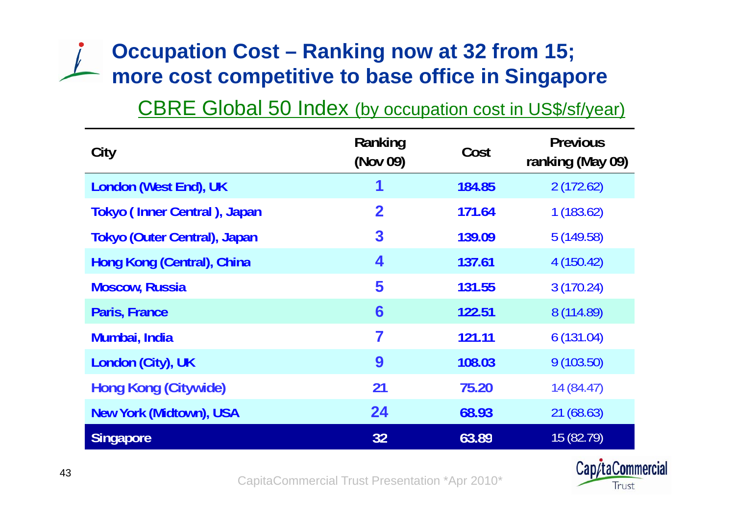# Occupation Cost – Ranking now at 32 from 15; more cost competitive to base office in Singapore

## CBRE Global 50 Index (by occupation cost in US$/sf/year)

| City | Ranking (Nov 09) | Cost | Previous ranking (May 09) |
|---|---|---|---|
| London (West End), UK | 1 | 184.85 | 2 (172.62) |
| Tokyo ( Inner Central ), Japan | 2 | 171.64 | 1 (183.62) |
| Tokyo (Outer Central), Japan | 3 | 139.09 | 5 (149.58) |
| Hong Kong (Central), China | 4 | 137.61 | 4 (150.42) |
| Moscow, Russia | 5 | 131.55 | 3 (170.24) |
| Paris, France | 6 | 122.51 | 8 (114.89) |
| Mumbai, India | 7 | 121.11 | 6 (131.04) |
| London (City), UK | 9 | 108.03 | 9 (103.50) |
| Hong Kong (Citywide) | 21 | 75.20 | 14 (84.47) |
| New York (Midtown), USA | 24 | 68.93 | 21 (68.63) |
| Singapore | 32 | 63.89 | 15 (82.79) |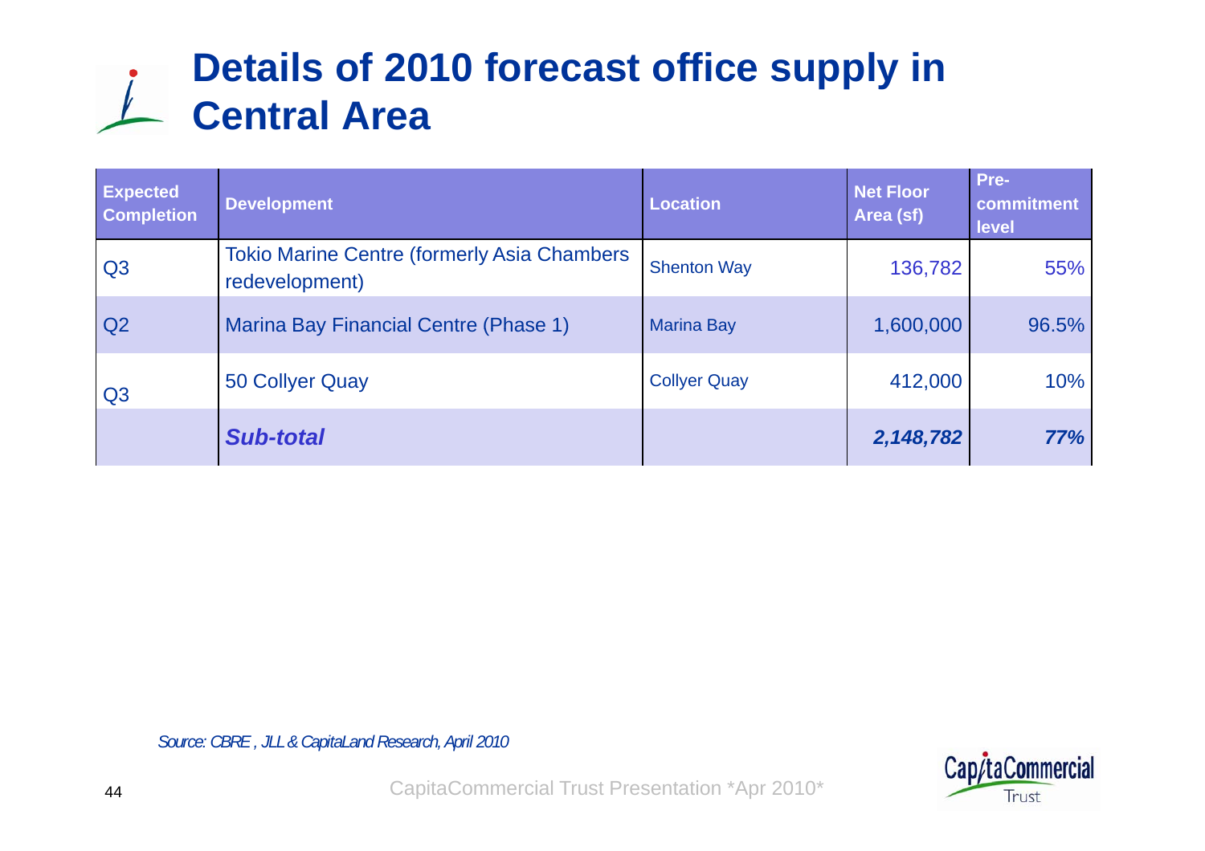# Details of 2010 forecast office supply in Central Area

| Expected Completion | Development | Location | Net Floor Area (sf) | Pre-commitment level |
|---|---|---|---|---|
| Q3 | Tokio Marine Centre (formerly Asia Chambers redevelopment) | Shenton Way | 136,782 | 55% |
| Q2 | Marina Bay Financial Centre (Phase 1) | Marina Bay | 1,600,000 | 96.5% |
| Q3 | 50 Collyer Quay | Collyer Quay | 412,000 | 10% |
| | ***Sub-total*** | | ***2,148,782*** | ***77%*** |

*Source: CBRE , JLL & CapitaLand Research, April 2010*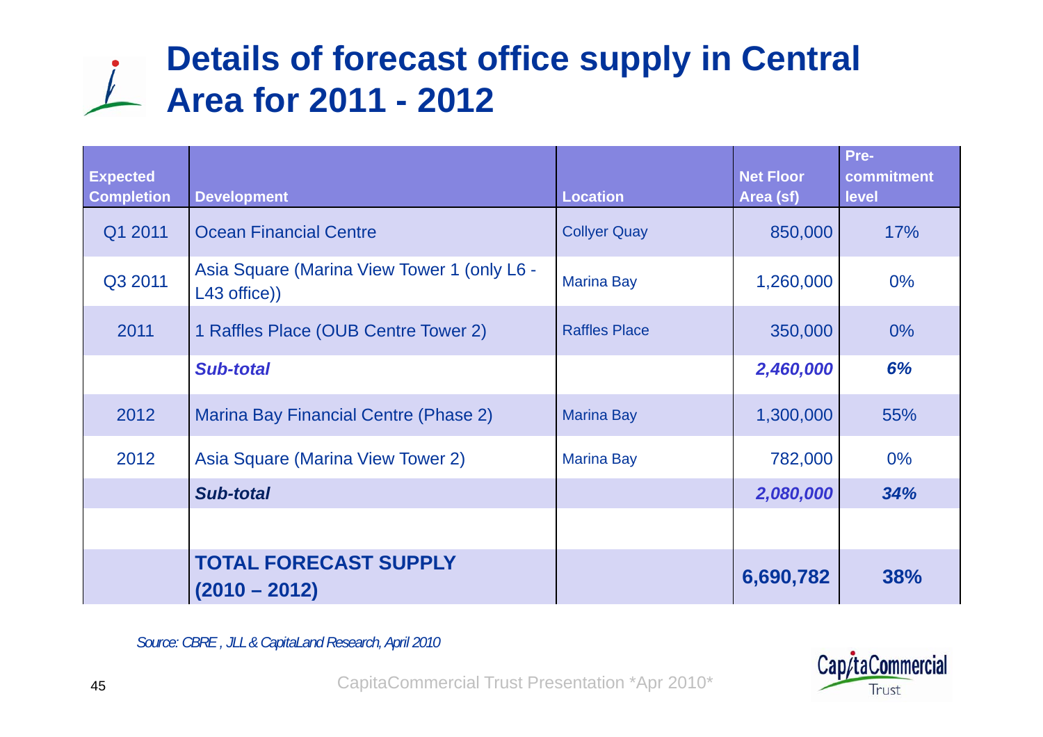# Details of forecast office supply in Central Area for 2011 - 2012

| Expected Completion | Development | Location | Net Floor Area (sf) | Pre-commitment level |
|---|---|---|---|---|
| Q1 2011 | Ocean Financial Centre | Collyer Quay | 850,000 | 17% |
| Q3 2011 | Asia Square (Marina View Tower 1 (only L6 - L43 office)) | Marina Bay | 1,260,000 | 0% |
| 2011 | 1 Raffles Place (OUB Centre Tower 2) | Raffles Place | 350,000 | 0% |
| | ***Sub-total*** | | ***2,460,000*** | ***6%*** |
| 2012 | Marina Bay Financial Centre (Phase 2) | Marina Bay | 1,300,000 | 55% |
| 2012 | Asia Square (Marina View Tower 2) | Marina Bay | 782,000 | 0% |
| | ***Sub-total*** | | ***2,080,000*** | ***34%*** |
| | | | | |
| | **TOTAL FORECAST SUPPLY (2010 – 2012)** | | **6,690,782** | **38%** |

*Source: CBRE , JLL & CapitaLand Research, April 2010*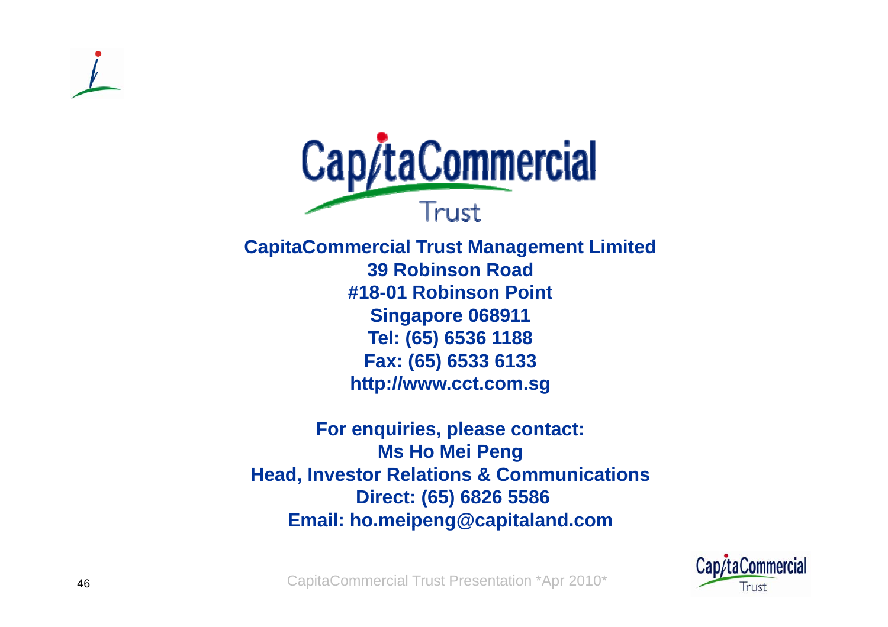**CapitaCommercial Trust Management Limited**
**39 Robinson Road**
**#18-01 Robinson Point**
**Singapore 068911**
**Tel: (65) 6536 1188**
**Fax: (65) 6533 6133**
**http://www.cct.com.sg**

**For enquiries, please contact:**
**Ms Ho Mei Peng**
**Head, Investor Relations & Communications**
**Direct: (65) 6826 5586**
**Email: ho.meipeng@capitaland.com**